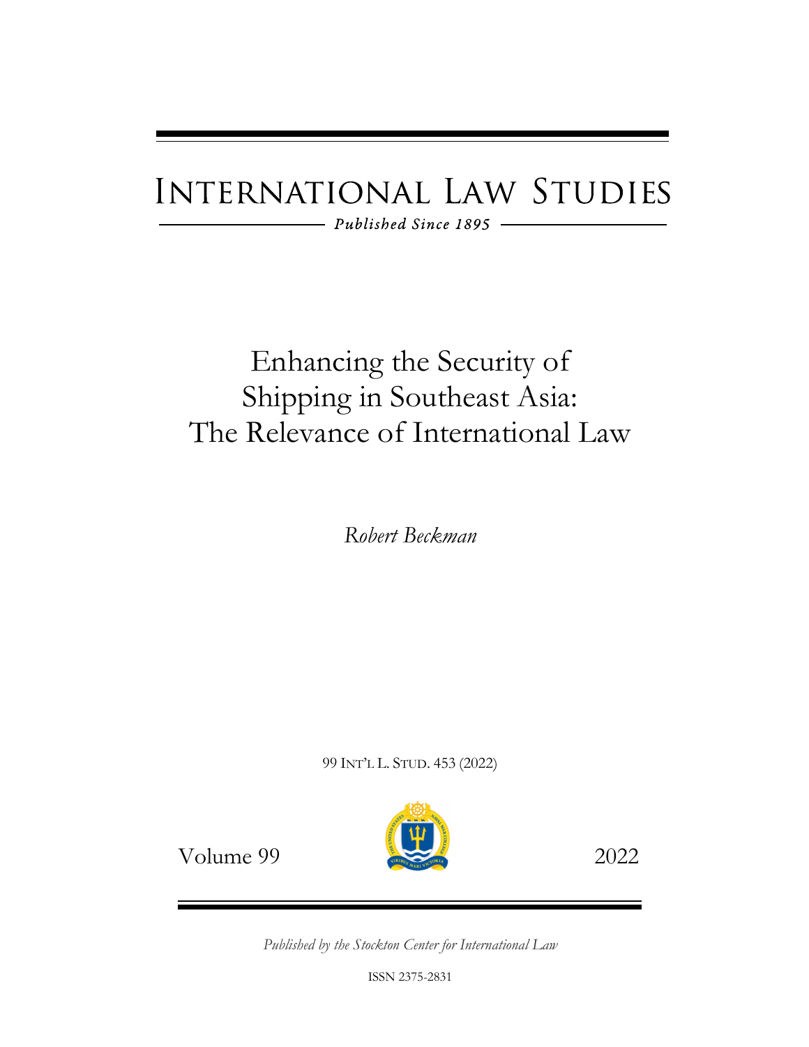# INTERNATIONAL LAW STUDIES

*Published Since 1895*

# Enhancing the Security of Shipping in Southeast Asia: The Relevance of International Law

*Robert Beckman*

99 INT'L L. STUD. 453 (2022)

Volume 99 2022

*Published by the Stockton Center for International Law*

ISSN 2375-2831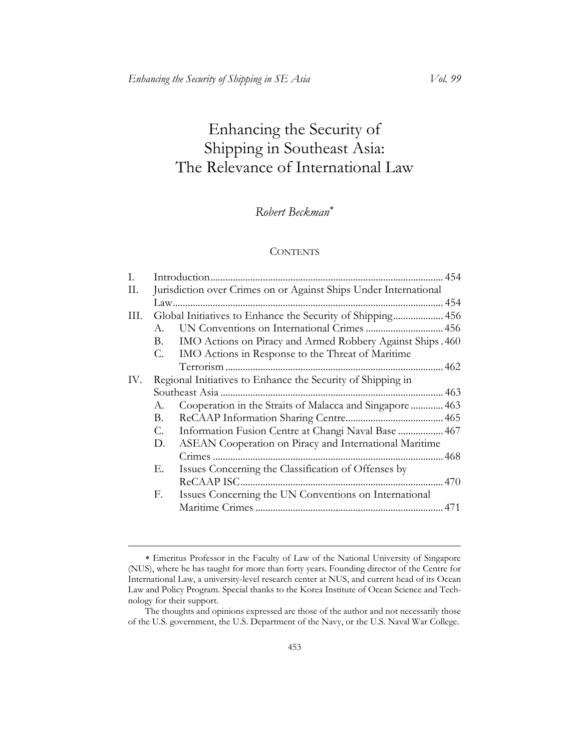# Enhancing the Security of Shipping in Southeast Asia: The Relevance of International Law

*Robert Beckman*[*]

CONTENTS

- I. Introduction ............ 454
- II. Jurisdiction over Crimes on or Against Ships Under International Law ............ 454
- III. Global Initiatives to Enhance the Security of Shipping ............ 456
  - A. UN Conventions on International Crimes ............ 456
  - B. IMO Actions on Piracy and Armed Robbery Against Ships ............ 460
  - C. IMO Actions in Response to the Threat of Maritime Terrorism ............ 462
- IV. Regional Initiatives to Enhance the Security of Shipping in Southeast Asia ............ 463
  - A. Cooperation in the Straits of Malacca and Singapore ............ 463
  - B. ReCAAP Information Sharing Centre ............ 465
  - C. Information Fusion Centre at Changi Naval Base ............ 467
  - D. ASEAN Cooperation on Piracy and International Maritime Crimes ............ 468
  - E. Issues Concerning the Classification of Offenses by ReCAAP ISC ............ 470
  - F. Issues Concerning the UN Conventions on International Maritime Crimes ............ 471

---

[*] Emeritus Professor in the Faculty of Law of the National University of Singapore (NUS), where he has taught for more than forty years. Founding director of the Centre for International Law, a university-level research center at NUS, and current head of its Ocean Law and Policy Program. Special thanks to the Korea Institute of Ocean Science and Technology for their support.

The thoughts and opinions expressed are those of the author and not necessarily those of the U.S. government, the U.S. Department of the Navy, or the U.S. Naval War College.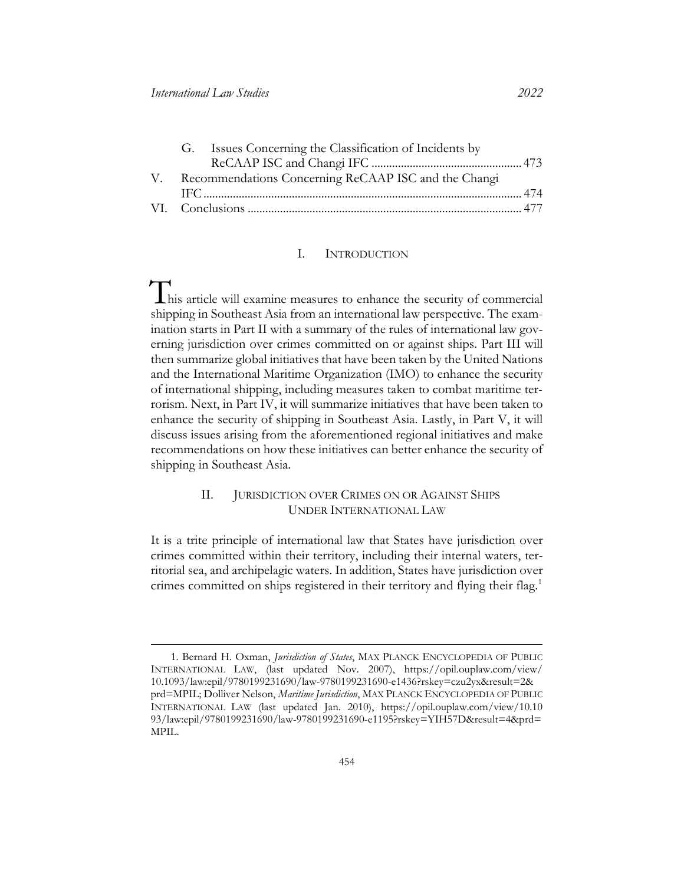G. Issues Concerning the Classification of Incidents by ReCAAP ISC and Changi IFC .................................................. 473

V. Recommendations Concerning ReCAAP ISC and the Changi IFC .......................................................................................... 474

VI. Conclusions ........................................................................................... 477

## I. Introduction

This article will examine measures to enhance the security of commercial shipping in Southeast Asia from an international law perspective. The examination starts in Part II with a summary of the rules of international law governing jurisdiction over crimes committed on or against ships. Part III will then summarize global initiatives that have been taken by the United Nations and the International Maritime Organization (IMO) to enhance the security of international shipping, including measures taken to combat maritime terrorism. Next, in Part IV, it will summarize initiatives that have been taken to enhance the security of shipping in Southeast Asia. Lastly, in Part V, it will discuss issues arising from the aforementioned regional initiatives and make recommendations on how these initiatives can better enhance the security of shipping in Southeast Asia.

## II. Jurisdiction over Crimes on or Against Ships Under International Law

It is a trite principle of international law that States have jurisdiction over crimes committed within their territory, including their internal waters, territorial sea, and archipelagic waters. In addition, States have jurisdiction over crimes committed on ships registered in their territory and flying their flag.[1]

---

1. Bernard H. Oxman, *Jurisdiction of States*, MAX PLANCK ENCYCLOPEDIA OF PUBLIC INTERNATIONAL LAW, (last updated Nov. 2007), https://opil.ouplaw.com/view/10.1093/law:epil/9780199231690/law-9780199231690-e1436?rskey=czu2yx&result=2&prd=MPIL; Dolliver Nelson, *Maritime Jurisdiction*, MAX PLANCK ENCYCLOPEDIA OF PUBLIC INTERNATIONAL LAW (last updated Jan. 2010), https://opil.ouplaw.com/view/10.1093/law:epil/9780199231690/law-9780199231690-e1195?rskey=YIH57D&result=4&prd=MPIL.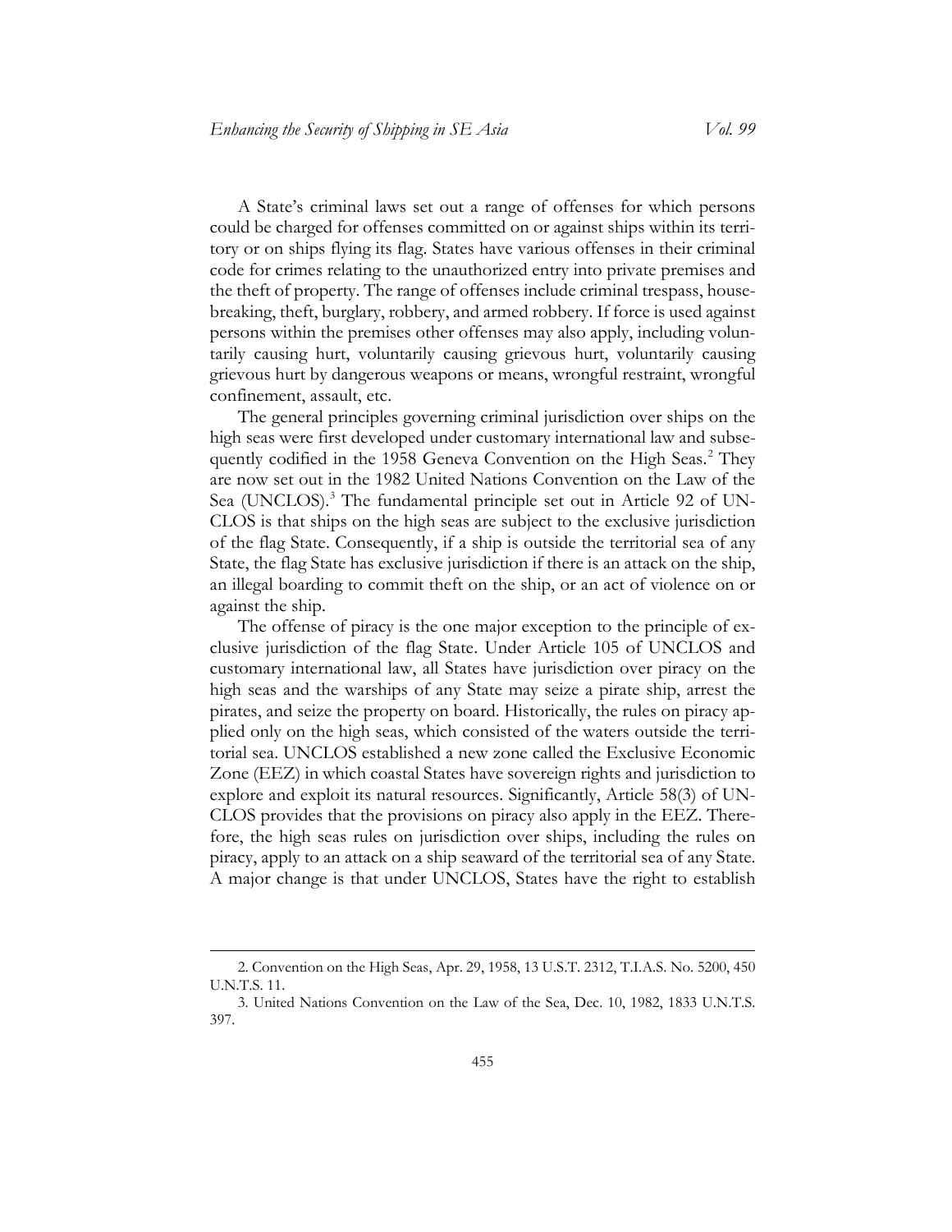A State's criminal laws set out a range of offenses for which persons could be charged for offenses committed on or against ships within its territory or on ships flying its flag. States have various offenses in their criminal code for crimes relating to the unauthorized entry into private premises and the theft of property. The range of offenses include criminal trespass, housebreaking, theft, burglary, robbery, and armed robbery. If force is used against persons within the premises other offenses may also apply, including voluntarily causing hurt, voluntarily causing grievous hurt, voluntarily causing grievous hurt by dangerous weapons or means, wrongful restraint, wrongful confinement, assault, etc.

The general principles governing criminal jurisdiction over ships on the high seas were first developed under customary international law and subsequently codified in the 1958 Geneva Convention on the High Seas.[2] They are now set out in the 1982 United Nations Convention on the Law of the Sea (UNCLOS).[3] The fundamental principle set out in Article 92 of UNCLOS is that ships on the high seas are subject to the exclusive jurisdiction of the flag State. Consequently, if a ship is outside the territorial sea of any State, the flag State has exclusive jurisdiction if there is an attack on the ship, an illegal boarding to commit theft on the ship, or an act of violence on or against the ship.

The offense of piracy is the one major exception to the principle of exclusive jurisdiction of the flag State. Under Article 105 of UNCLOS and customary international law, all States have jurisdiction over piracy on the high seas and the warships of any State may seize a pirate ship, arrest the pirates, and seize the property on board. Historically, the rules on piracy applied only on the high seas, which consisted of the waters outside the territorial sea. UNCLOS established a new zone called the Exclusive Economic Zone (EEZ) in which coastal States have sovereign rights and jurisdiction to explore and exploit its natural resources. Significantly, Article 58(3) of UNCLOS provides that the provisions on piracy also apply in the EEZ. Therefore, the high seas rules on jurisdiction over ships, including the rules on piracy, apply to an attack on a ship seaward of the territorial sea of any State. A major change is that under UNCLOS, States have the right to establish

2. Convention on the High Seas, Apr. 29, 1958, 13 U.S.T. 2312, T.I.A.S. No. 5200, 450 U.N.T.S. 11.

3. United Nations Convention on the Law of the Sea, Dec. 10, 1982, 1833 U.N.T.S. 397.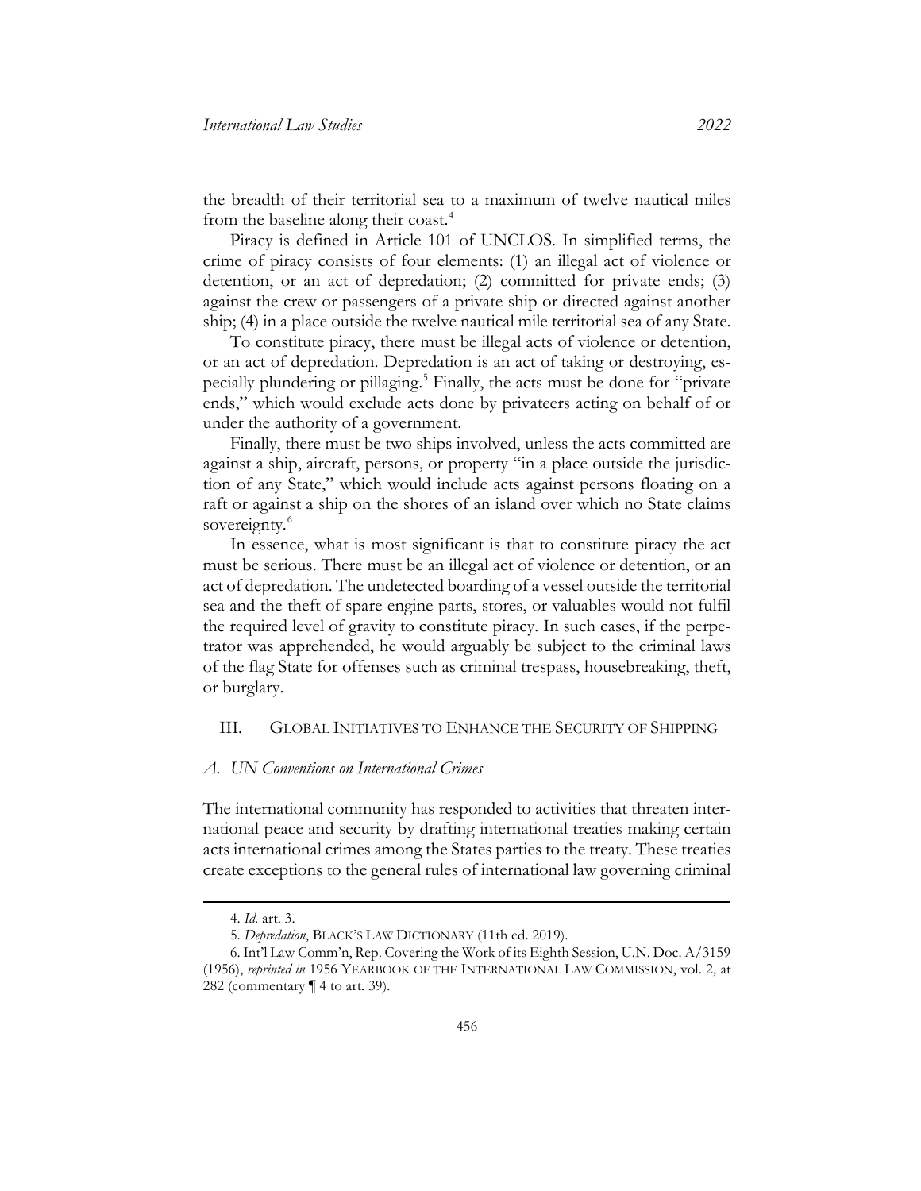the breadth of their territorial sea to a maximum of twelve nautical miles from the baseline along their coast.[4]

Piracy is defined in Article 101 of UNCLOS. In simplified terms, the crime of piracy consists of four elements: (1) an illegal act of violence or detention, or an act of depredation; (2) committed for private ends; (3) against the crew or passengers of a private ship or directed against another ship; (4) in a place outside the twelve nautical mile territorial sea of any State.

To constitute piracy, there must be illegal acts of violence or detention, or an act of depredation. Depredation is an act of taking or destroying, especially plundering or pillaging.[5] Finally, the acts must be done for "private ends," which would exclude acts done by privateers acting on behalf of or under the authority of a government.

Finally, there must be two ships involved, unless the acts committed are against a ship, aircraft, persons, or property "in a place outside the jurisdiction of any State," which would include acts against persons floating on a raft or against a ship on the shores of an island over which no State claims sovereignty.[6]

In essence, what is most significant is that to constitute piracy the act must be serious. There must be an illegal act of violence or detention, or an act of depredation. The undetected boarding of a vessel outside the territorial sea and the theft of spare engine parts, stores, or valuables would not fulfil the required level of gravity to constitute piracy. In such cases, if the perpetrator was apprehended, he would arguably be subject to the criminal laws of the flag State for offenses such as criminal trespass, housebreaking, theft, or burglary.

## III. GLOBAL INITIATIVES TO ENHANCE THE SECURITY OF SHIPPING

### *A. UN Conventions on International Crimes*

The international community has responded to activities that threaten international peace and security by drafting international treaties making certain acts international crimes among the States parties to the treaty. These treaties create exceptions to the general rules of international law governing criminal

---

4. *Id.* art. 3.

5. *Depredation*, BLACK'S LAW DICTIONARY (11th ed. 2019).

6. Int'l Law Comm'n, Rep. Covering the Work of its Eighth Session, U.N. Doc. A/3159 (1956), *reprinted in* 1956 YEARBOOK OF THE INTERNATIONAL LAW COMMISSION, vol. 2, at 282 (commentary ¶ 4 to art. 39).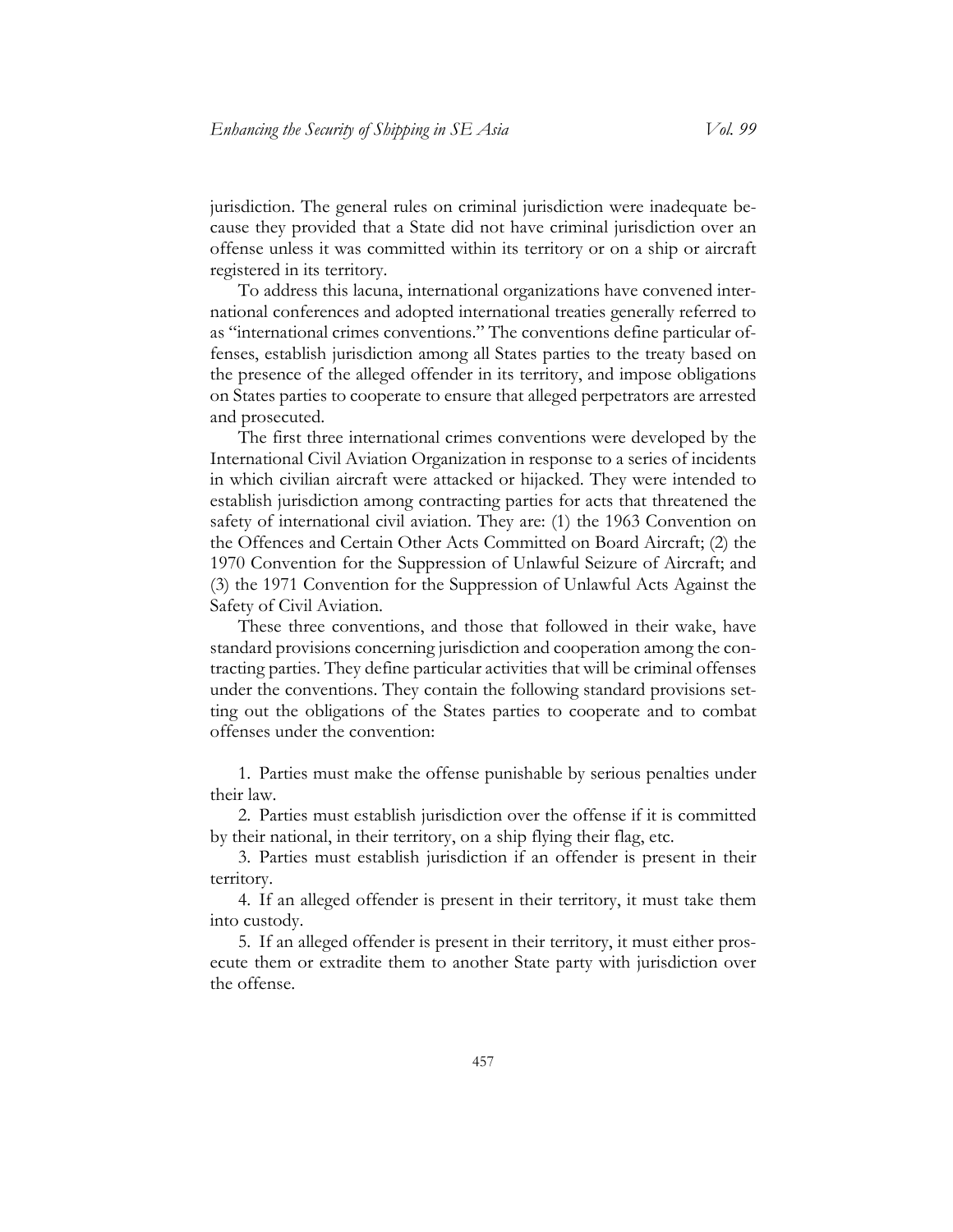jurisdiction. The general rules on criminal jurisdiction were inadequate because they provided that a State did not have criminal jurisdiction over an offense unless it was committed within its territory or on a ship or aircraft registered in its territory.

To address this lacuna, international organizations have convened international conferences and adopted international treaties generally referred to as "international crimes conventions." The conventions define particular offenses, establish jurisdiction among all States parties to the treaty based on the presence of the alleged offender in its territory, and impose obligations on States parties to cooperate to ensure that alleged perpetrators are arrested and prosecuted.

The first three international crimes conventions were developed by the International Civil Aviation Organization in response to a series of incidents in which civilian aircraft were attacked or hijacked. They were intended to establish jurisdiction among contracting parties for acts that threatened the safety of international civil aviation. They are: (1) the 1963 Convention on the Offences and Certain Other Acts Committed on Board Aircraft; (2) the 1970 Convention for the Suppression of Unlawful Seizure of Aircraft; and (3) the 1971 Convention for the Suppression of Unlawful Acts Against the Safety of Civil Aviation.

These three conventions, and those that followed in their wake, have standard provisions concerning jurisdiction and cooperation among the contracting parties. They define particular activities that will be criminal offenses under the conventions. They contain the following standard provisions setting out the obligations of the States parties to cooperate and to combat offenses under the convention:

1. Parties must make the offense punishable by serious penalties under their law.

2. Parties must establish jurisdiction over the offense if it is committed by their national, in their territory, on a ship flying their flag, etc.

3. Parties must establish jurisdiction if an offender is present in their territory.

4. If an alleged offender is present in their territory, it must take them into custody.

5. If an alleged offender is present in their territory, it must either prosecute them or extradite them to another State party with jurisdiction over the offense.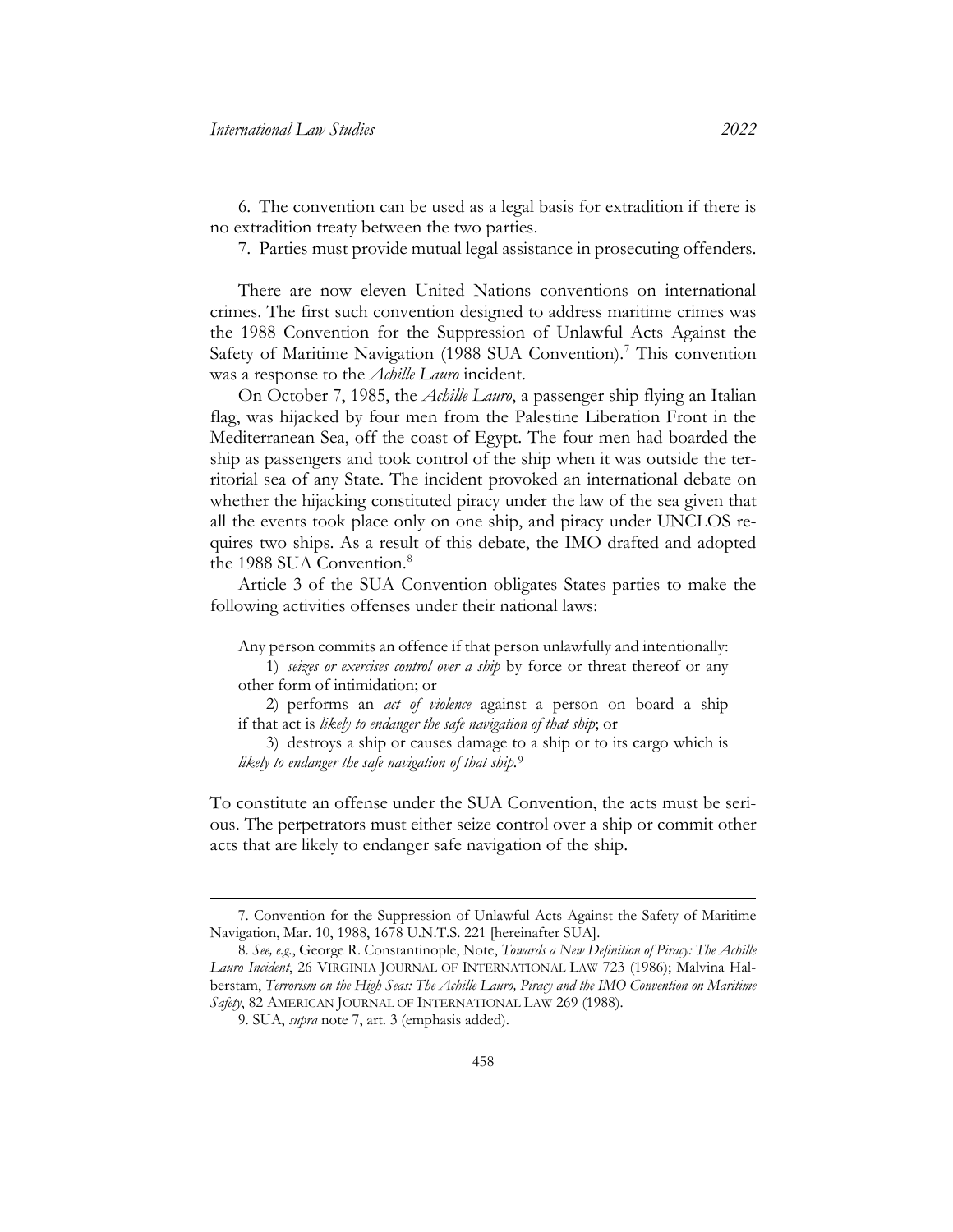6. The convention can be used as a legal basis for extradition if there is no extradition treaty between the two parties.

7. Parties must provide mutual legal assistance in prosecuting offenders.

There are now eleven United Nations conventions on international crimes. The first such convention designed to address maritime crimes was the 1988 Convention for the Suppression of Unlawful Acts Against the Safety of Maritime Navigation (1988 SUA Convention).[7] This convention was a response to the *Achille Lauro* incident.

On October 7, 1985, the *Achille Lauro*, a passenger ship flying an Italian flag, was hijacked by four men from the Palestine Liberation Front in the Mediterranean Sea, off the coast of Egypt. The four men had boarded the ship as passengers and took control of the ship when it was outside the territorial sea of any State. The incident provoked an international debate on whether the hijacking constituted piracy under the law of the sea given that all the events took place only on one ship, and piracy under UNCLOS requires two ships. As a result of this debate, the IMO drafted and adopted the 1988 SUA Convention.[8]

Article 3 of the SUA Convention obligates States parties to make the following activities offenses under their national laws:

> Any person commits an offence if that person unlawfully and intentionally:
>
> 1) *seizes or exercises control over a ship* by force or threat thereof or any other form of intimidation; or
>
> 2) performs an *act of violence* against a person on board a ship if that act is *likely to endanger the safe navigation of that ship*; or
>
> 3) destroys a ship or causes damage to a ship or to its cargo which is *likely to endanger the safe navigation of that ship.*[9]

To constitute an offense under the SUA Convention, the acts must be serious. The perpetrators must either seize control over a ship or commit other acts that are likely to endanger safe navigation of the ship.

---

7. Convention for the Suppression of Unlawful Acts Against the Safety of Maritime Navigation, Mar. 10, 1988, 1678 U.N.T.S. 221 [hereinafter SUA].

8. *See, e.g.*, George R. Constantinople, Note, *Towards a New Definition of Piracy: The Achille Lauro Incident*, 26 VIRGINIA JOURNAL OF INTERNATIONAL LAW 723 (1986); Malvina Halberstam, *Terrorism on the High Seas: The Achille Lauro, Piracy and the IMO Convention on Maritime Safety*, 82 AMERICAN JOURNAL OF INTERNATIONAL LAW 269 (1988).

9. SUA, *supra* note 7, art. 3 (emphasis added).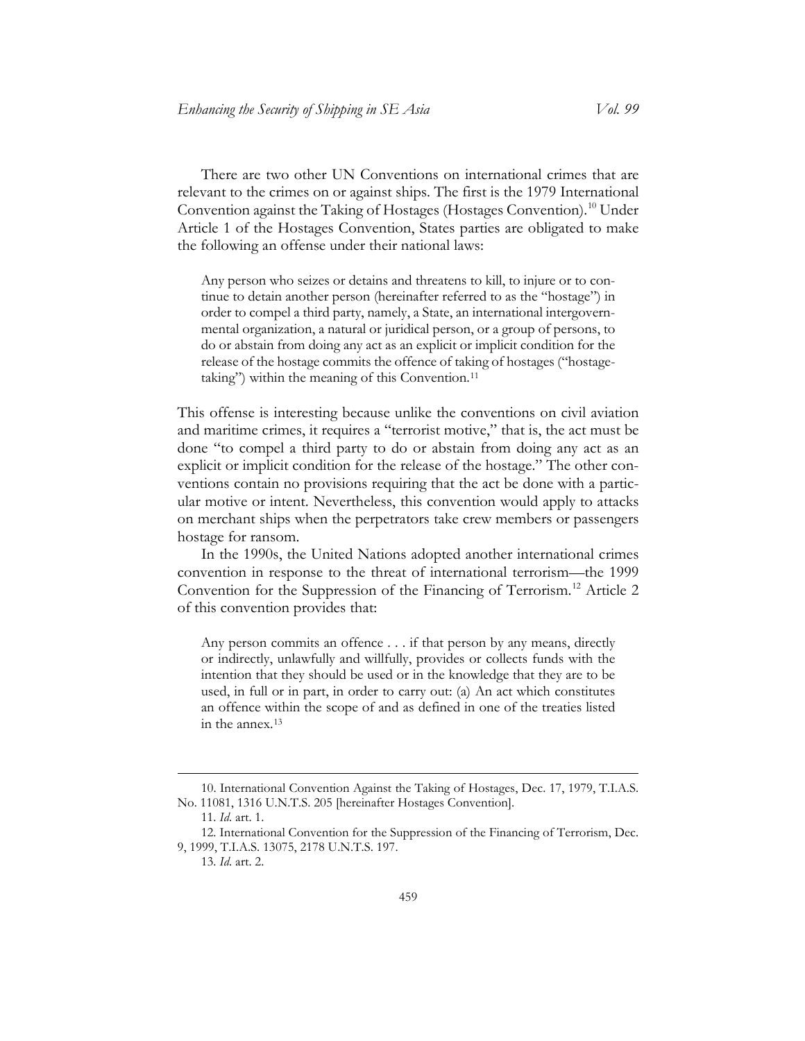There are two other UN Conventions on international crimes that are relevant to the crimes on or against ships. The first is the 1979 International Convention against the Taking of Hostages (Hostages Convention).[10] Under Article 1 of the Hostages Convention, States parties are obligated to make the following an offense under their national laws:

> Any person who seizes or detains and threatens to kill, to injure or to continue to detain another person (hereinafter referred to as the "hostage") in order to compel a third party, namely, a State, an international intergovernmental organization, a natural or juridical person, or a group of persons, to do or abstain from doing any act as an explicit or implicit condition for the release of the hostage commits the offence of taking of hostages ("hostage-taking") within the meaning of this Convention.[11]

This offense is interesting because unlike the conventions on civil aviation and maritime crimes, it requires a "terrorist motive," that is, the act must be done "to compel a third party to do or abstain from doing any act as an explicit or implicit condition for the release of the hostage." The other conventions contain no provisions requiring that the act be done with a particular motive or intent. Nevertheless, this convention would apply to attacks on merchant ships when the perpetrators take crew members or passengers hostage for ransom.

In the 1990s, the United Nations adopted another international crimes convention in response to the threat of international terrorism—the 1999 Convention for the Suppression of the Financing of Terrorism.[12] Article 2 of this convention provides that:

> Any person commits an offence . . . if that person by any means, directly or indirectly, unlawfully and willfully, provides or collects funds with the intention that they should be used or in the knowledge that they are to be used, in full or in part, in order to carry out: (a) An act which constitutes an offence within the scope of and as defined in one of the treaties listed in the annex.[13]

---

10. International Convention Against the Taking of Hostages, Dec. 17, 1979, T.I.A.S. No. 11081, 1316 U.N.T.S. 205 [hereinafter Hostages Convention].

11. *Id.* art. 1.

12. International Convention for the Suppression of the Financing of Terrorism, Dec. 9, 1999, T.I.A.S. 13075, 2178 U.N.T.S. 197.

13. *Id.* art. 2.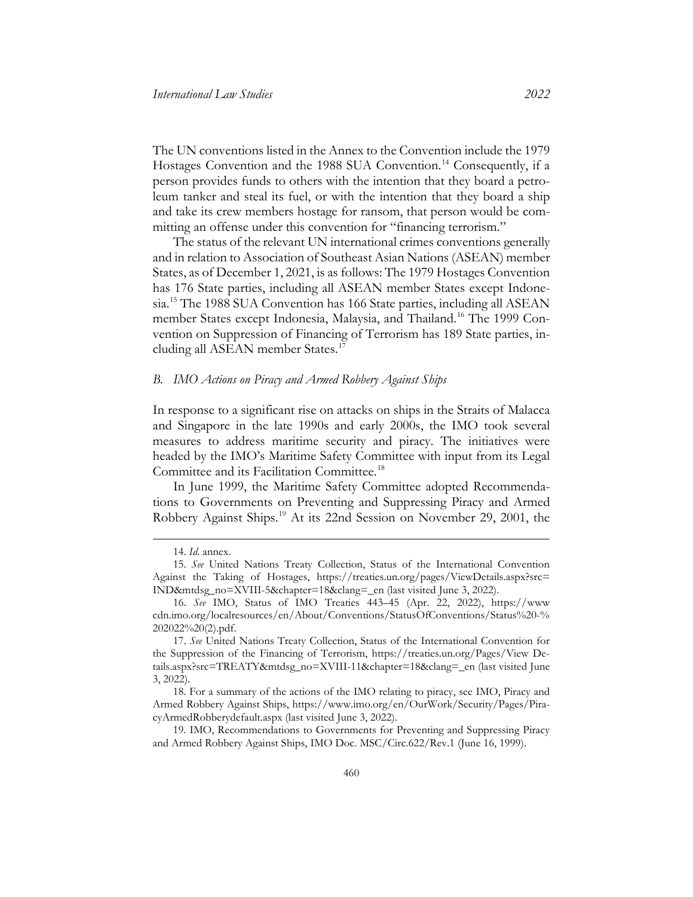The UN conventions listed in the Annex to the Convention include the 1979 Hostages Convention and the 1988 SUA Convention.[14] Consequently, if a person provides funds to others with the intention that they board a petroleum tanker and steal its fuel, or with the intention that they board a ship and take its crew members hostage for ransom, that person would be committing an offense under this convention for "financing terrorism."

The status of the relevant UN international crimes conventions generally and in relation to Association of Southeast Asian Nations (ASEAN) member States, as of December 1, 2021, is as follows: The 1979 Hostages Convention has 176 State parties, including all ASEAN member States except Indonesia.[15] The 1988 SUA Convention has 166 State parties, including all ASEAN member States except Indonesia, Malaysia, and Thailand.[16] The 1999 Convention on Suppression of Financing of Terrorism has 189 State parties, including all ASEAN member States.[17]

### *B. IMO Actions on Piracy and Armed Robbery Against Ships*

In response to a significant rise on attacks on ships in the Straits of Malacca and Singapore in the late 1990s and early 2000s, the IMO took several measures to address maritime security and piracy. The initiatives were headed by the IMO's Maritime Safety Committee with input from its Legal Committee and its Facilitation Committee.[18]

In June 1999, the Maritime Safety Committee adopted Recommendations to Governments on Preventing and Suppressing Piracy and Armed Robbery Against Ships.[19] At its 22nd Session on November 29, 2001, the

---

14. *Id.* annex.

15. *See* United Nations Treaty Collection, Status of the International Convention Against the Taking of Hostages, https://treaties.un.org/pages/ViewDetails.aspx?src=IND&mtdsg_no=XVIII-5&chapter=18&clang=_en (last visited June 3, 2022).

16. *See* IMO, Status of IMO Treaties 443–45 (Apr. 22, 2022), https://wwwcdn.imo.org/localresources/en/About/Conventions/StatusOfConventions/Status%20-%202022%20(2).pdf.

17. *See* United Nations Treaty Collection, Status of the International Convention for the Suppression of the Financing of Terrorism, https://treaties.un.org/Pages/View Details.aspx?src=TREATY&mtdsg_no=XVIII-11&chapter=18&clang=_en (last visited June 3, 2022).

18. For a summary of the actions of the IMO relating to piracy, see IMO, Piracy and Armed Robbery Against Ships, https://www.imo.org/en/OurWork/Security/Pages/PiracyArmedRobberydefault.aspx (last visited June 3, 2022).

19. IMO, Recommendations to Governments for Preventing and Suppressing Piracy and Armed Robbery Against Ships, IMO Doc. MSC/Circ.622/Rev.1 (June 16, 1999).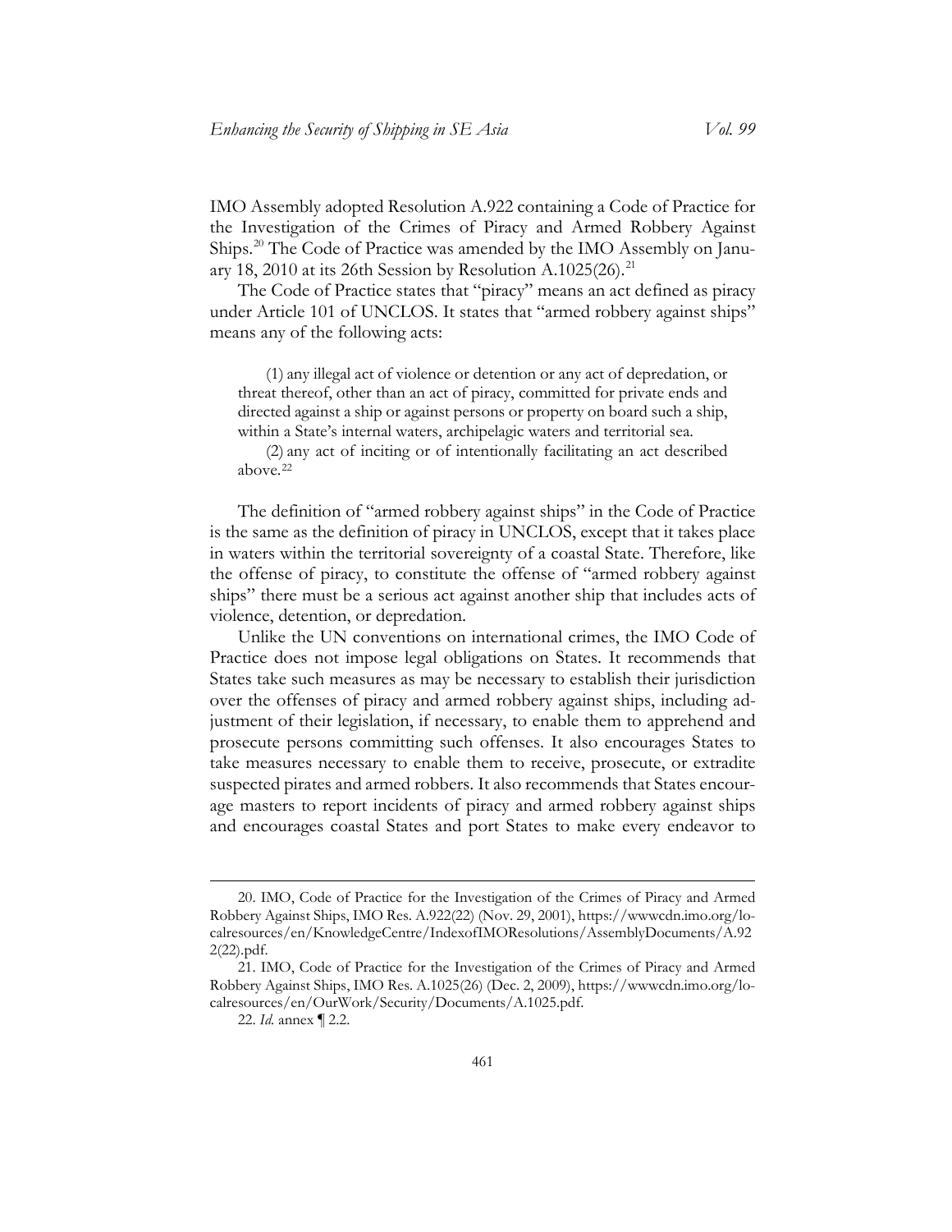IMO Assembly adopted Resolution A.922 containing a Code of Practice for the Investigation of the Crimes of Piracy and Armed Robbery Against Ships.[20] The Code of Practice was amended by the IMO Assembly on January 18, 2010 at its 26th Session by Resolution A.1025(26).[21]

The Code of Practice states that "piracy" means an act defined as piracy under Article 101 of UNCLOS. It states that "armed robbery against ships" means any of the following acts:

> (1) any illegal act of violence or detention or any act of depredation, or threat thereof, other than an act of piracy, committed for private ends and directed against a ship or against persons or property on board such a ship, within a State's internal waters, archipelagic waters and territorial sea.
>
> (2) any act of inciting or of intentionally facilitating an act described above.[22]

The definition of "armed robbery against ships" in the Code of Practice is the same as the definition of piracy in UNCLOS, except that it takes place in waters within the territorial sovereignty of a coastal State. Therefore, like the offense of piracy, to constitute the offense of "armed robbery against ships" there must be a serious act against another ship that includes acts of violence, detention, or depredation.

Unlike the UN conventions on international crimes, the IMO Code of Practice does not impose legal obligations on States. It recommends that States take such measures as may be necessary to establish their jurisdiction over the offenses of piracy and armed robbery against ships, including adjustment of their legislation, if necessary, to enable them to apprehend and prosecute persons committing such offenses. It also encourages States to take measures necessary to enable them to receive, prosecute, or extradite suspected pirates and armed robbers. It also recommends that States encourage masters to report incidents of piracy and armed robbery against ships and encourages coastal States and port States to make every endeavor to

---

20. IMO, Code of Practice for the Investigation of the Crimes of Piracy and Armed Robbery Against Ships, IMO Res. A.922(22) (Nov. 29, 2001), https://wwwcdn.imo.org/localresources/en/KnowledgeCentre/IndexofIMOResolutions/AssemblyDocuments/A.922(22).pdf.

21. IMO, Code of Practice for the Investigation of the Crimes of Piracy and Armed Robbery Against Ships, IMO Res. A.1025(26) (Dec. 2, 2009), https://wwwcdn.imo.org/localresources/en/OurWork/Security/Documents/A.1025.pdf.

22. *Id.* annex ¶ 2.2.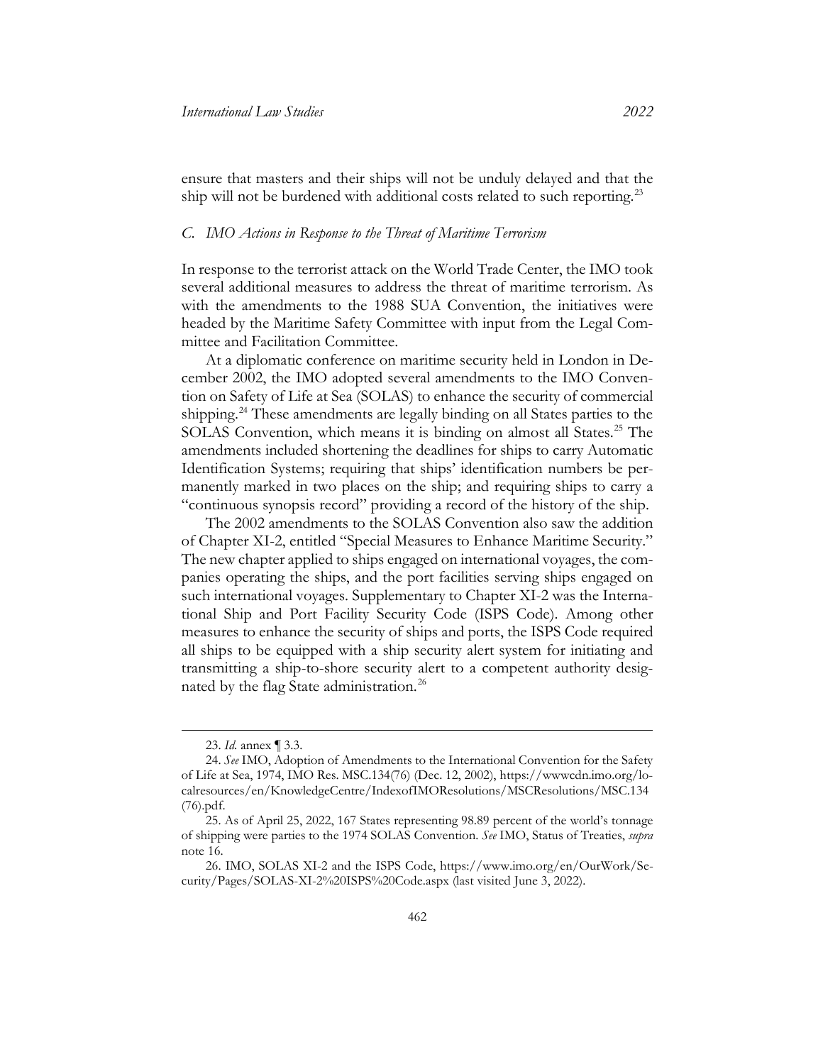ensure that masters and their ships will not be unduly delayed and that the ship will not be burdened with additional costs related to such reporting.[23]

### *C. IMO Actions in Response to the Threat of Maritime Terrorism*

In response to the terrorist attack on the World Trade Center, the IMO took several additional measures to address the threat of maritime terrorism. As with the amendments to the 1988 SUA Convention, the initiatives were headed by the Maritime Safety Committee with input from the Legal Committee and Facilitation Committee.

At a diplomatic conference on maritime security held in London in December 2002, the IMO adopted several amendments to the IMO Convention on Safety of Life at Sea (SOLAS) to enhance the security of commercial shipping.[24] These amendments are legally binding on all States parties to the SOLAS Convention, which means it is binding on almost all States.[25] The amendments included shortening the deadlines for ships to carry Automatic Identification Systems; requiring that ships' identification numbers be permanently marked in two places on the ship; and requiring ships to carry a "continuous synopsis record" providing a record of the history of the ship.

The 2002 amendments to the SOLAS Convention also saw the addition of Chapter XI-2, entitled "Special Measures to Enhance Maritime Security." The new chapter applied to ships engaged on international voyages, the companies operating the ships, and the port facilities serving ships engaged on such international voyages. Supplementary to Chapter XI-2 was the International Ship and Port Facility Security Code (ISPS Code). Among other measures to enhance the security of ships and ports, the ISPS Code required all ships to be equipped with a ship security alert system for initiating and transmitting a ship-to-shore security alert to a competent authority designated by the flag State administration.[26]

---

23. *Id.* annex ¶ 3.3.

24. *See* IMO, Adoption of Amendments to the International Convention for the Safety of Life at Sea, 1974, IMO Res. MSC.134(76) (Dec. 12, 2002), https://wwwcdn.imo.org/localresources/en/KnowledgeCentre/IndexofIMOResolutions/MSCResolutions/MSC.134(76).pdf.

25. As of April 25, 2022, 167 States representing 98.89 percent of the world's tonnage of shipping were parties to the 1974 SOLAS Convention. *See* IMO, Status of Treaties, *supra* note 16.

26. IMO, SOLAS XI-2 and the ISPS Code, https://www.imo.org/en/OurWork/Security/Pages/SOLAS-XI-2%20ISPS%20Code.aspx (last visited June 3, 2022).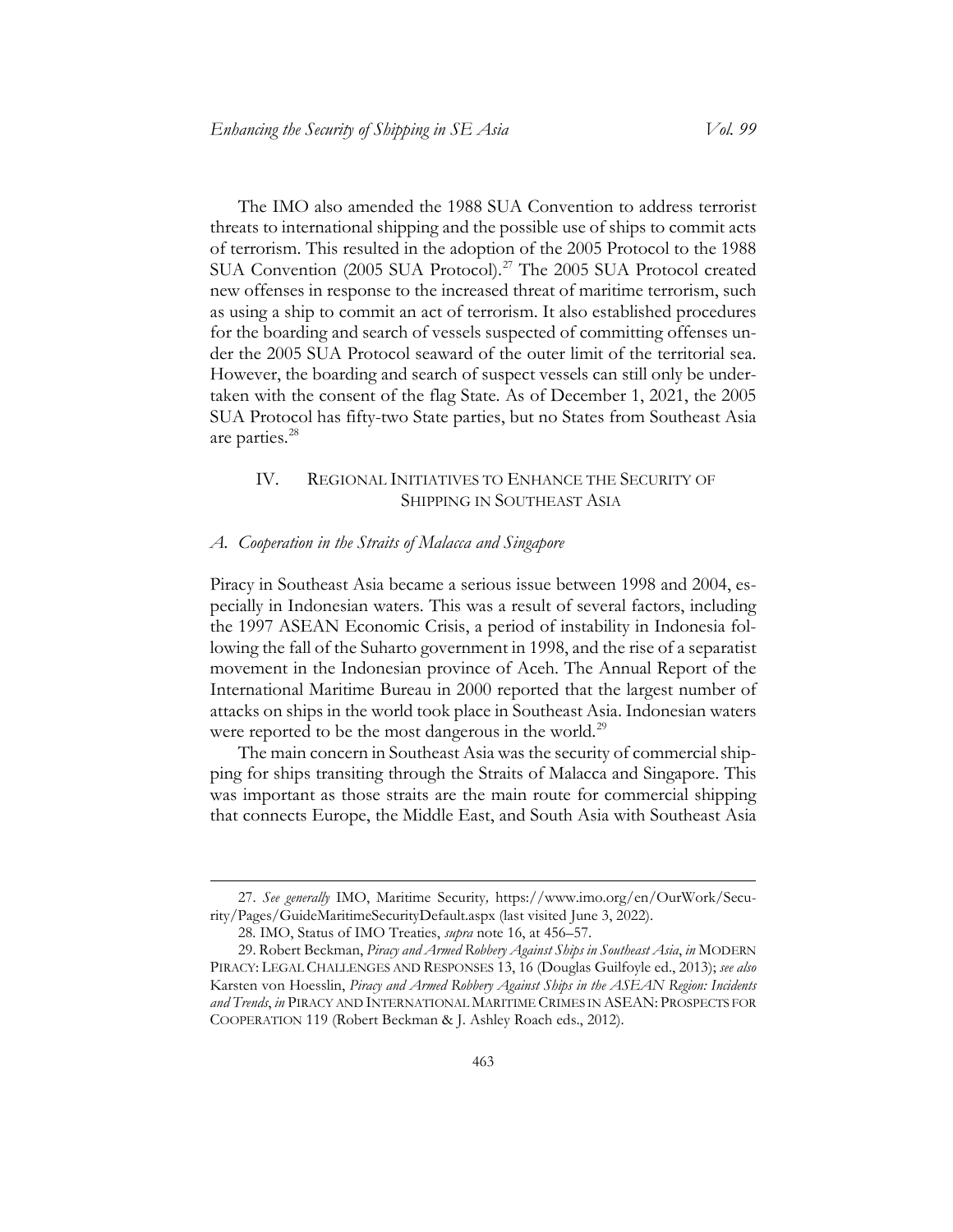The IMO also amended the 1988 SUA Convention to address terrorist threats to international shipping and the possible use of ships to commit acts of terrorism. This resulted in the adoption of the 2005 Protocol to the 1988 SUA Convention (2005 SUA Protocol).[27] The 2005 SUA Protocol created new offenses in response to the increased threat of maritime terrorism, such as using a ship to commit an act of terrorism. It also established procedures for the boarding and search of vessels suspected of committing offenses under the 2005 SUA Protocol seaward of the outer limit of the territorial sea. However, the boarding and search of suspect vessels can still only be undertaken with the consent of the flag State. As of December 1, 2021, the 2005 SUA Protocol has fifty-two State parties, but no States from Southeast Asia are parties.[28]

## IV. Regional Initiatives to Enhance the Security of Shipping in Southeast Asia

### *A. Cooperation in the Straits of Malacca and Singapore*

Piracy in Southeast Asia became a serious issue between 1998 and 2004, especially in Indonesian waters. This was a result of several factors, including the 1997 ASEAN Economic Crisis, a period of instability in Indonesia following the fall of the Suharto government in 1998, and the rise of a separatist movement in the Indonesian province of Aceh. The Annual Report of the International Maritime Bureau in 2000 reported that the largest number of attacks on ships in the world took place in Southeast Asia. Indonesian waters were reported to be the most dangerous in the world.[29]

The main concern in Southeast Asia was the security of commercial shipping for ships transiting through the Straits of Malacca and Singapore. This was important as those straits are the main route for commercial shipping that connects Europe, the Middle East, and South Asia with Southeast Asia

---

27. *See generally* IMO, Maritime Security*,* https://www.imo.org/en/OurWork/Security/Pages/GuideMaritimeSecurityDefault.aspx (last visited June 3, 2022).

28. IMO, Status of IMO Treaties, *supra* note 16, at 456–57.

29. Robert Beckman, *Piracy and Armed Robbery Against Ships in Southeast Asia*, *in* MODERN PIRACY: LEGAL CHALLENGES AND RESPONSES 13, 16 (Douglas Guilfoyle ed., 2013); *see also* Karsten von Hoesslin, *Piracy and Armed Robbery Against Ships in the ASEAN Region: Incidents and Trends*, *in* PIRACY AND INTERNATIONAL MARITIME CRIMES IN ASEAN: PROSPECTS FOR COOPERATION 119 (Robert Beckman & J. Ashley Roach eds., 2012).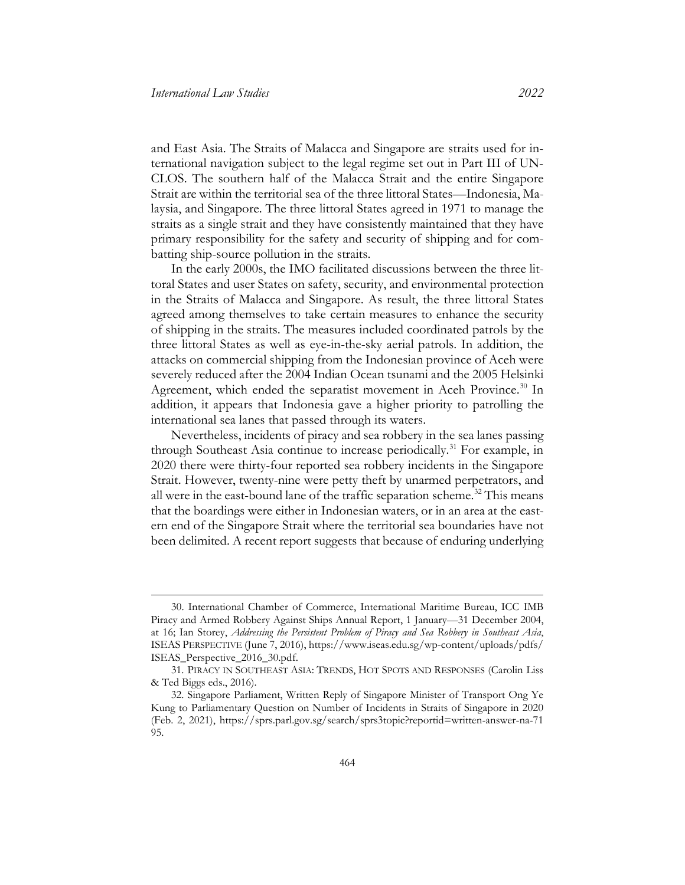and East Asia. The Straits of Malacca and Singapore are straits used for international navigation subject to the legal regime set out in Part III of UNCLOS. The southern half of the Malacca Strait and the entire Singapore Strait are within the territorial sea of the three littoral States—Indonesia, Malaysia, and Singapore. The three littoral States agreed in 1971 to manage the straits as a single strait and they have consistently maintained that they have primary responsibility for the safety and security of shipping and for combatting ship-source pollution in the straits.

In the early 2000s, the IMO facilitated discussions between the three littoral States and user States on safety, security, and environmental protection in the Straits of Malacca and Singapore. As result, the three littoral States agreed among themselves to take certain measures to enhance the security of shipping in the straits. The measures included coordinated patrols by the three littoral States as well as eye-in-the-sky aerial patrols. In addition, the attacks on commercial shipping from the Indonesian province of Aceh were severely reduced after the 2004 Indian Ocean tsunami and the 2005 Helsinki Agreement, which ended the separatist movement in Aceh Province.[30] In addition, it appears that Indonesia gave a higher priority to patrolling the international sea lanes that passed through its waters.

Nevertheless, incidents of piracy and sea robbery in the sea lanes passing through Southeast Asia continue to increase periodically.[31] For example, in 2020 there were thirty-four reported sea robbery incidents in the Singapore Strait. However, twenty-nine were petty theft by unarmed perpetrators, and all were in the east-bound lane of the traffic separation scheme.[32] This means that the boardings were either in Indonesian waters, or in an area at the eastern end of the Singapore Strait where the territorial sea boundaries have not been delimited. A recent report suggests that because of enduring underlying

---

30. International Chamber of Commerce, International Maritime Bureau, ICC IMB Piracy and Armed Robbery Against Ships Annual Report, 1 January—31 December 2004, at 16; Ian Storey, *Addressing the Persistent Problem of Piracy and Sea Robbery in Southeast Asia*, ISEAS PERSPECTIVE (June 7, 2016), https://www.iseas.edu.sg/wp-content/uploads/pdfs/ISEAS_Perspective_2016_30.pdf.

31. PIRACY IN SOUTHEAST ASIA: TRENDS, HOT SPOTS AND RESPONSES (Carolin Liss & Ted Biggs eds., 2016).

32. Singapore Parliament, Written Reply of Singapore Minister of Transport Ong Ye Kung to Parliamentary Question on Number of Incidents in Straits of Singapore in 2020 (Feb. 2, 2021), https://sprs.parl.gov.sg/search/sprs3topic?reportid=written-answer-na-7195.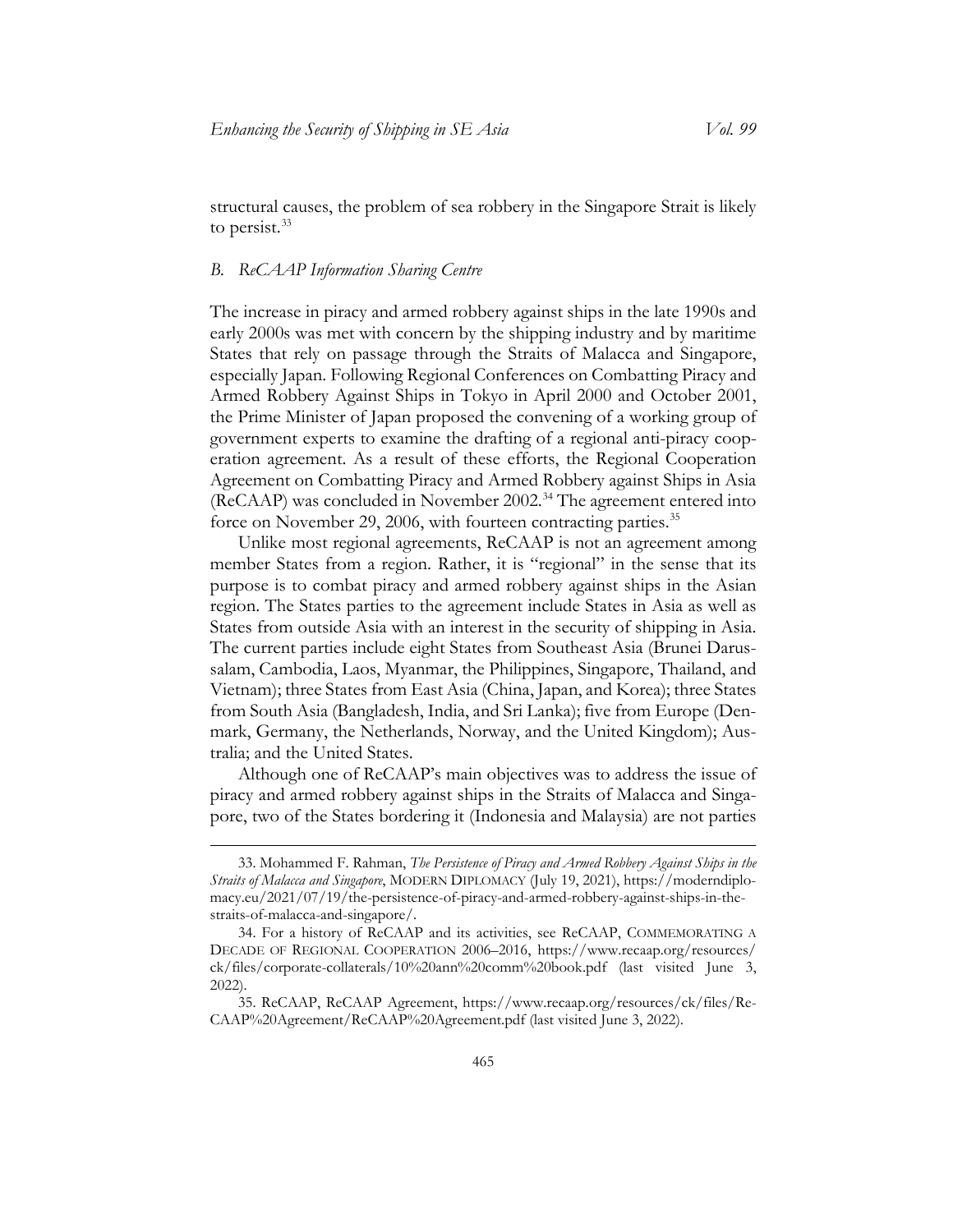structural causes, the problem of sea robbery in the Singapore Strait is likely to persist.[33]

### *B. ReCAAP Information Sharing Centre*

The increase in piracy and armed robbery against ships in the late 1990s and early 2000s was met with concern by the shipping industry and by maritime States that rely on passage through the Straits of Malacca and Singapore, especially Japan. Following Regional Conferences on Combatting Piracy and Armed Robbery Against Ships in Tokyo in April 2000 and October 2001, the Prime Minister of Japan proposed the convening of a working group of government experts to examine the drafting of a regional anti-piracy cooperation agreement. As a result of these efforts, the Regional Cooperation Agreement on Combatting Piracy and Armed Robbery against Ships in Asia (ReCAAP) was concluded in November 2002.[34] The agreement entered into force on November 29, 2006, with fourteen contracting parties.[35]

Unlike most regional agreements, ReCAAP is not an agreement among member States from a region. Rather, it is "regional" in the sense that its purpose is to combat piracy and armed robbery against ships in the Asian region. The States parties to the agreement include States in Asia as well as States from outside Asia with an interest in the security of shipping in Asia. The current parties include eight States from Southeast Asia (Brunei Darussalam, Cambodia, Laos, Myanmar, the Philippines, Singapore, Thailand, and Vietnam); three States from East Asia (China, Japan, and Korea); three States from South Asia (Bangladesh, India, and Sri Lanka); five from Europe (Denmark, Germany, the Netherlands, Norway, and the United Kingdom); Australia; and the United States.

Although one of ReCAAP's main objectives was to address the issue of piracy and armed robbery against ships in the Straits of Malacca and Singapore, two of the States bordering it (Indonesia and Malaysia) are not parties

---

33. Mohammed F. Rahman, *The Persistence of Piracy and Armed Robbery Against Ships in the Straits of Malacca and Singapore*, MODERN DIPLOMACY (July 19, 2021), https://moderndiplomacy.eu/2021/07/19/the-persistence-of-piracy-and-armed-robbery-against-ships-in-the-straits-of-malacca-and-singapore/.

34. For a history of ReCAAP and its activities, see ReCAAP, COMMEMORATING A DECADE OF REGIONAL COOPERATION 2006–2016, https://www.recaap.org/resources/ck/files/corporate-collaterals/10%20ann%20comm%20book.pdf (last visited June 3, 2022).

35. ReCAAP, ReCAAP Agreement, https://www.recaap.org/resources/ck/files/ReCAAP%20Agreement/ReCAAP%20Agreement.pdf (last visited June 3, 2022).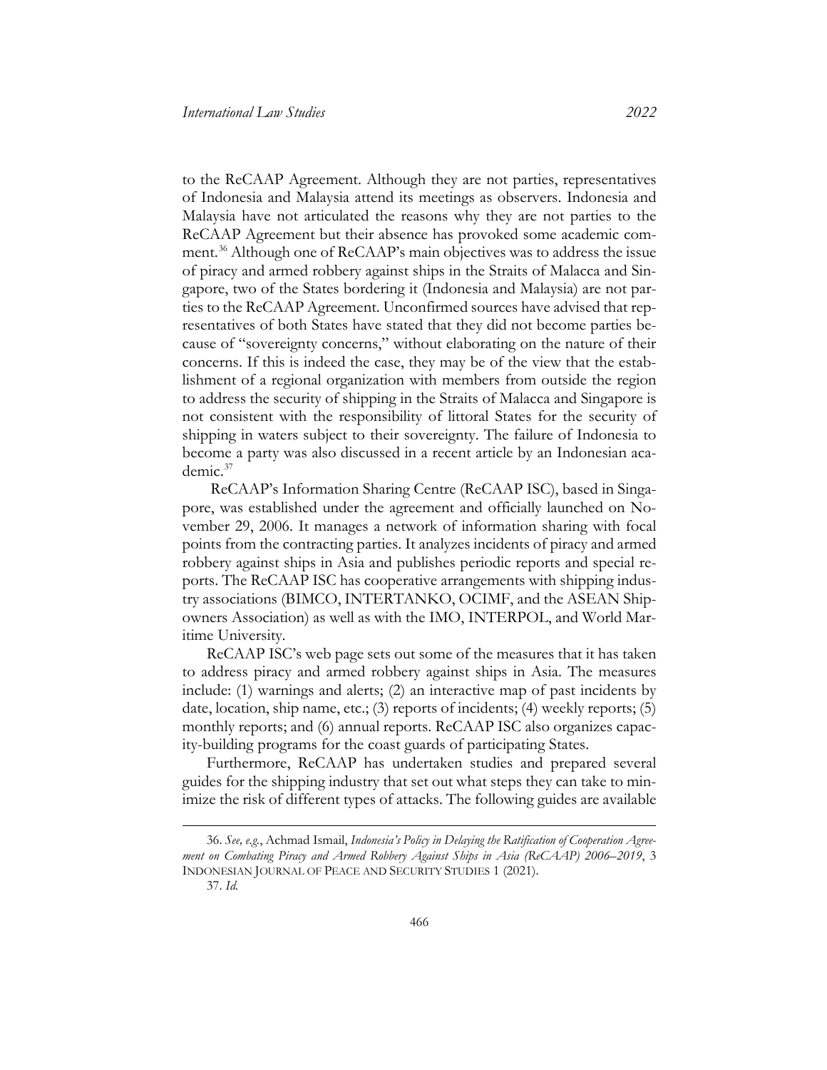to the ReCAAP Agreement. Although they are not parties, representatives of Indonesia and Malaysia attend its meetings as observers. Indonesia and Malaysia have not articulated the reasons why they are not parties to the ReCAAP Agreement but their absence has provoked some academic comment.[36] Although one of ReCAAP's main objectives was to address the issue of piracy and armed robbery against ships in the Straits of Malacca and Singapore, two of the States bordering it (Indonesia and Malaysia) are not parties to the ReCAAP Agreement. Unconfirmed sources have advised that representatives of both States have stated that they did not become parties because of "sovereignty concerns," without elaborating on the nature of their concerns. If this is indeed the case, they may be of the view that the establishment of a regional organization with members from outside the region to address the security of shipping in the Straits of Malacca and Singapore is not consistent with the responsibility of littoral States for the security of shipping in waters subject to their sovereignty. The failure of Indonesia to become a party was also discussed in a recent article by an Indonesian academic.[37]

ReCAAP's Information Sharing Centre (ReCAAP ISC), based in Singapore, was established under the agreement and officially launched on November 29, 2006. It manages a network of information sharing with focal points from the contracting parties. It analyzes incidents of piracy and armed robbery against ships in Asia and publishes periodic reports and special reports. The ReCAAP ISC has cooperative arrangements with shipping industry associations (BIMCO, INTERTANKO, OCIMF, and the ASEAN Shipowners Association) as well as with the IMO, INTERPOL, and World Maritime University.

ReCAAP ISC's web page sets out some of the measures that it has taken to address piracy and armed robbery against ships in Asia. The measures include: (1) warnings and alerts; (2) an interactive map of past incidents by date, location, ship name, etc.; (3) reports of incidents; (4) weekly reports; (5) monthly reports; and (6) annual reports. ReCAAP ISC also organizes capacity-building programs for the coast guards of participating States.

Furthermore, ReCAAP has undertaken studies and prepared several guides for the shipping industry that set out what steps they can take to minimize the risk of different types of attacks. The following guides are available

---

36. *See, e.g.*, Achmad Ismail, *Indonesia's Policy in Delaying the Ratification of Cooperation Agreement on Combating Piracy and Armed Robbery Against Ships in Asia (ReCAAP) 2006–2019*, 3 INDONESIAN JOURNAL OF PEACE AND SECURITY STUDIES 1 (2021).

37. *Id.*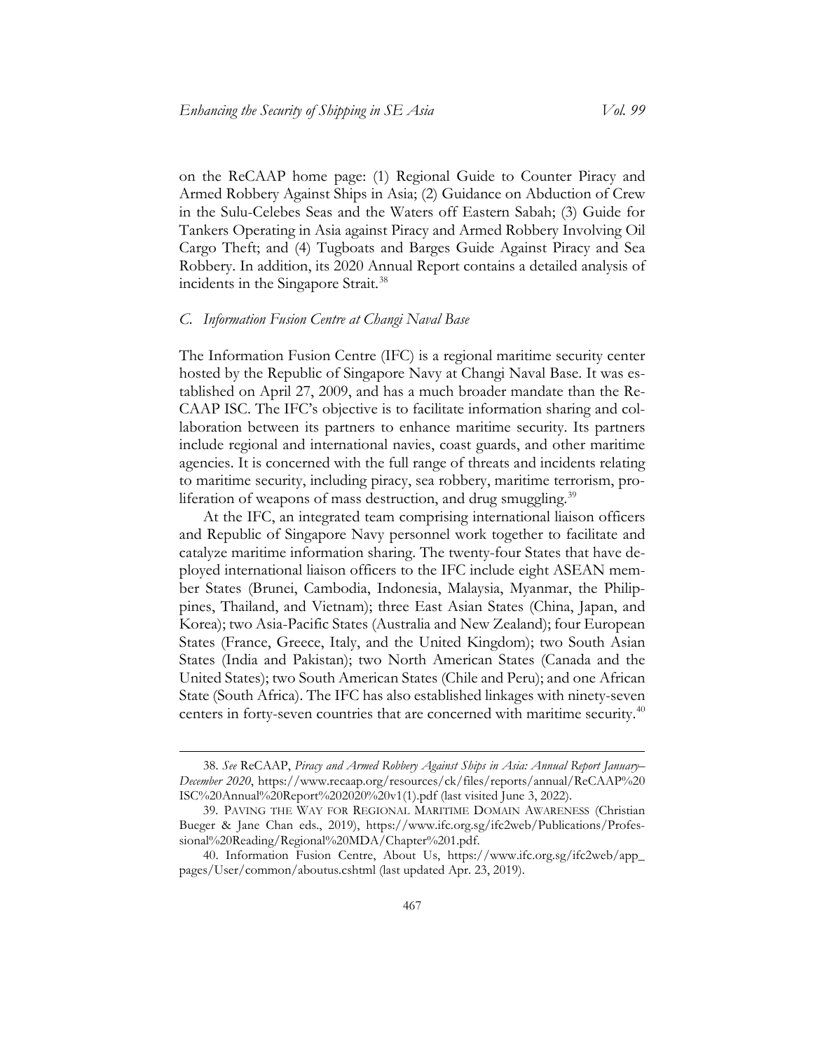on the ReCAAP home page: (1) Regional Guide to Counter Piracy and Armed Robbery Against Ships in Asia; (2) Guidance on Abduction of Crew in the Sulu-Celebes Seas and the Waters off Eastern Sabah; (3) Guide for Tankers Operating in Asia against Piracy and Armed Robbery Involving Oil Cargo Theft; and (4) Tugboats and Barges Guide Against Piracy and Sea Robbery. In addition, its 2020 Annual Report contains a detailed analysis of incidents in the Singapore Strait.[38]

### C. *Information Fusion Centre at Changi Naval Base*

The Information Fusion Centre (IFC) is a regional maritime security center hosted by the Republic of Singapore Navy at Changi Naval Base. It was established on April 27, 2009, and has a much broader mandate than the ReCAAP ISC. The IFC's objective is to facilitate information sharing and collaboration between its partners to enhance maritime security. Its partners include regional and international navies, coast guards, and other maritime agencies. It is concerned with the full range of threats and incidents relating to maritime security, including piracy, sea robbery, maritime terrorism, proliferation of weapons of mass destruction, and drug smuggling.[39]

At the IFC, an integrated team comprising international liaison officers and Republic of Singapore Navy personnel work together to facilitate and catalyze maritime information sharing. The twenty-four States that have deployed international liaison officers to the IFC include eight ASEAN member States (Brunei, Cambodia, Indonesia, Malaysia, Myanmar, the Philippines, Thailand, and Vietnam); three East Asian States (China, Japan, and Korea); two Asia-Pacific States (Australia and New Zealand); four European States (France, Greece, Italy, and the United Kingdom); two South Asian States (India and Pakistan); two North American States (Canada and the United States); two South American States (Chile and Peru); and one African State (South Africa). The IFC has also established linkages with ninety-seven centers in forty-seven countries that are concerned with maritime security.[40]

---

38. *See* ReCAAP, *Piracy and Armed Robbery Against Ships in Asia: Annual Report January–December 2020*, https://www.recaap.org/resources/ck/files/reports/annual/ReCAAP%20ISC%20Annual%20Report%202020%20v1(1).pdf (last visited June 3, 2022).

39. PAVING THE WAY FOR REGIONAL MARITIME DOMAIN AWARENESS (Christian Bueger & Jane Chan eds., 2019), https://www.ifc.org.sg/ifc2web/Publications/Professional%20Reading/Regional%20MDA/Chapter%201.pdf.

40. Information Fusion Centre, About Us, https://www.ifc.org.sg/ifc2web/app_pages/User/common/aboutus.cshtml (last updated Apr. 23, 2019).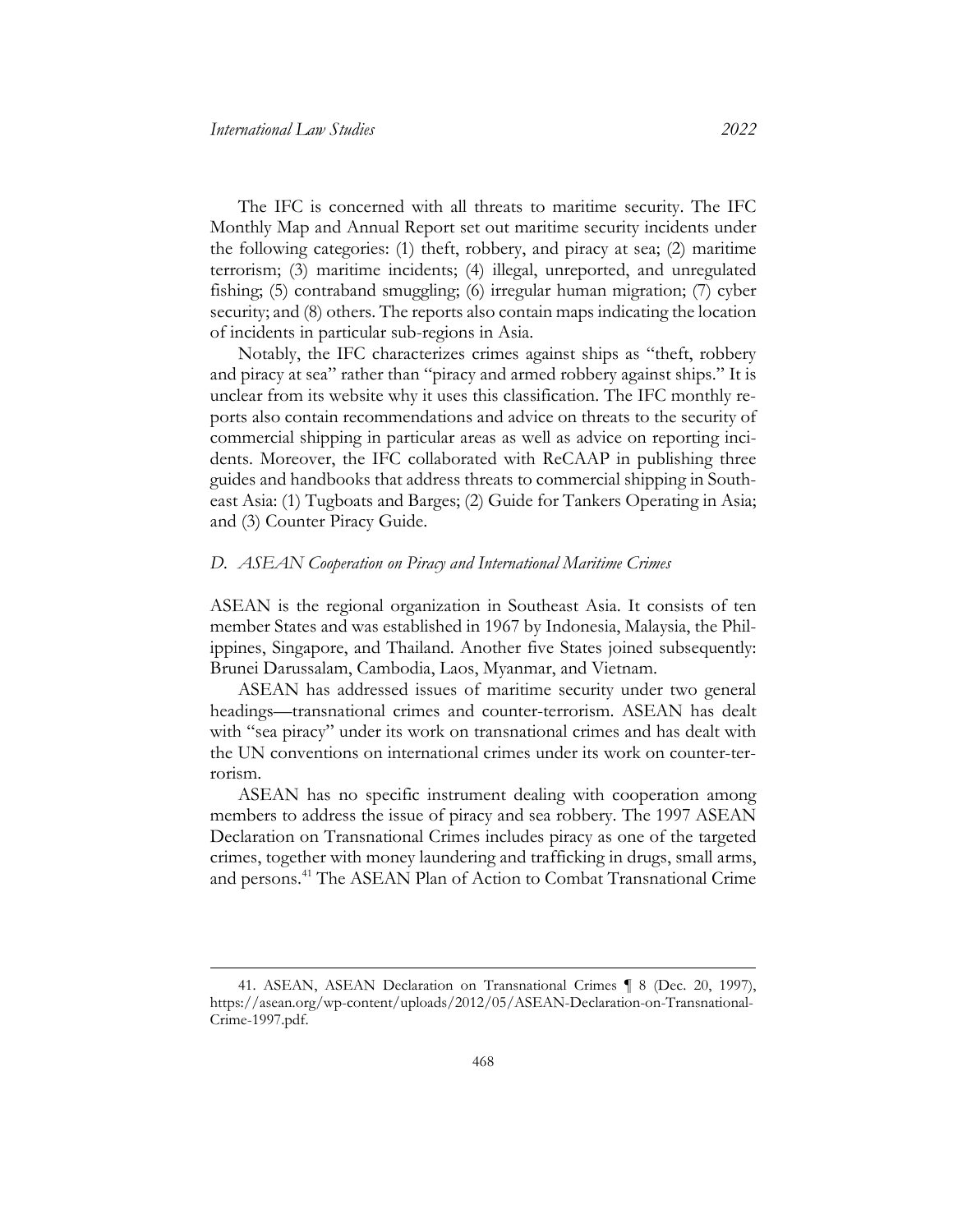The IFC is concerned with all threats to maritime security. The IFC Monthly Map and Annual Report set out maritime security incidents under the following categories: (1) theft, robbery, and piracy at sea; (2) maritime terrorism; (3) maritime incidents; (4) illegal, unreported, and unregulated fishing; (5) contraband smuggling; (6) irregular human migration; (7) cyber security; and (8) others. The reports also contain maps indicating the location of incidents in particular sub-regions in Asia.

Notably, the IFC characterizes crimes against ships as "theft, robbery and piracy at sea" rather than "piracy and armed robbery against ships." It is unclear from its website why it uses this classification. The IFC monthly reports also contain recommendations and advice on threats to the security of commercial shipping in particular areas as well as advice on reporting incidents. Moreover, the IFC collaborated with ReCAAP in publishing three guides and handbooks that address threats to commercial shipping in Southeast Asia: (1) Tugboats and Barges; (2) Guide for Tankers Operating in Asia; and (3) Counter Piracy Guide.

### *D. ASEAN Cooperation on Piracy and International Maritime Crimes*

ASEAN is the regional organization in Southeast Asia. It consists of ten member States and was established in 1967 by Indonesia, Malaysia, the Philippines, Singapore, and Thailand. Another five States joined subsequently: Brunei Darussalam, Cambodia, Laos, Myanmar, and Vietnam.

ASEAN has addressed issues of maritime security under two general headings—transnational crimes and counter-terrorism. ASEAN has dealt with "sea piracy" under its work on transnational crimes and has dealt with the UN conventions on international crimes under its work on counter-terrorism.

ASEAN has no specific instrument dealing with cooperation among members to address the issue of piracy and sea robbery. The 1997 ASEAN Declaration on Transnational Crimes includes piracy as one of the targeted crimes, together with money laundering and trafficking in drugs, small arms, and persons.[41] The ASEAN Plan of Action to Combat Transnational Crime

41. ASEAN, ASEAN Declaration on Transnational Crimes ¶ 8 (Dec. 20, 1997), https://asean.org/wp-content/uploads/2012/05/ASEAN-Declaration-on-Transnational-Crime-1997.pdf.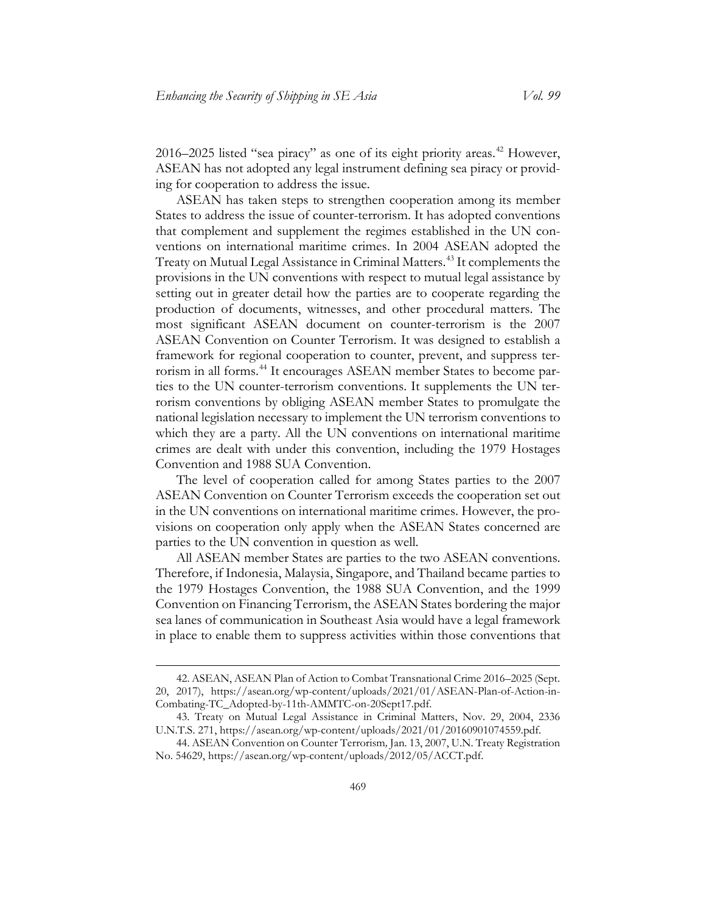2016–2025 listed "sea piracy" as one of its eight priority areas.[42] However, ASEAN has not adopted any legal instrument defining sea piracy or providing for cooperation to address the issue.

ASEAN has taken steps to strengthen cooperation among its member States to address the issue of counter-terrorism. It has adopted conventions that complement and supplement the regimes established in the UN conventions on international maritime crimes. In 2004 ASEAN adopted the Treaty on Mutual Legal Assistance in Criminal Matters.[43] It complements the provisions in the UN conventions with respect to mutual legal assistance by setting out in greater detail how the parties are to cooperate regarding the production of documents, witnesses, and other procedural matters. The most significant ASEAN document on counter-terrorism is the 2007 ASEAN Convention on Counter Terrorism. It was designed to establish a framework for regional cooperation to counter, prevent, and suppress terrorism in all forms.[44] It encourages ASEAN member States to become parties to the UN counter-terrorism conventions. It supplements the UN terrorism conventions by obliging ASEAN member States to promulgate the national legislation necessary to implement the UN terrorism conventions to which they are a party. All the UN conventions on international maritime crimes are dealt with under this convention, including the 1979 Hostages Convention and 1988 SUA Convention.

The level of cooperation called for among States parties to the 2007 ASEAN Convention on Counter Terrorism exceeds the cooperation set out in the UN conventions on international maritime crimes. However, the provisions on cooperation only apply when the ASEAN States concerned are parties to the UN convention in question as well.

All ASEAN member States are parties to the two ASEAN conventions. Therefore, if Indonesia, Malaysia, Singapore, and Thailand became parties to the 1979 Hostages Convention, the 1988 SUA Convention, and the 1999 Convention on Financing Terrorism, the ASEAN States bordering the major sea lanes of communication in Southeast Asia would have a legal framework in place to enable them to suppress activities within those conventions that

---

42. ASEAN, ASEAN Plan of Action to Combat Transnational Crime 2016–2025 (Sept. 20, 2017), https://asean.org/wp-content/uploads/2021/01/ASEAN-Plan-of-Action-in-Combating-TC_Adopted-by-11th-AMMTC-on-20Sept17.pdf.

43. Treaty on Mutual Legal Assistance in Criminal Matters, Nov. 29, 2004, 2336 U.N.T.S. 271, https://asean.org/wp-content/uploads/2021/01/20160901074559.pdf.

44. ASEAN Convention on Counter Terrorism, Jan. 13, 2007, U.N. Treaty Registration No. 54629, https://asean.org/wp-content/uploads/2012/05/ACCT.pdf.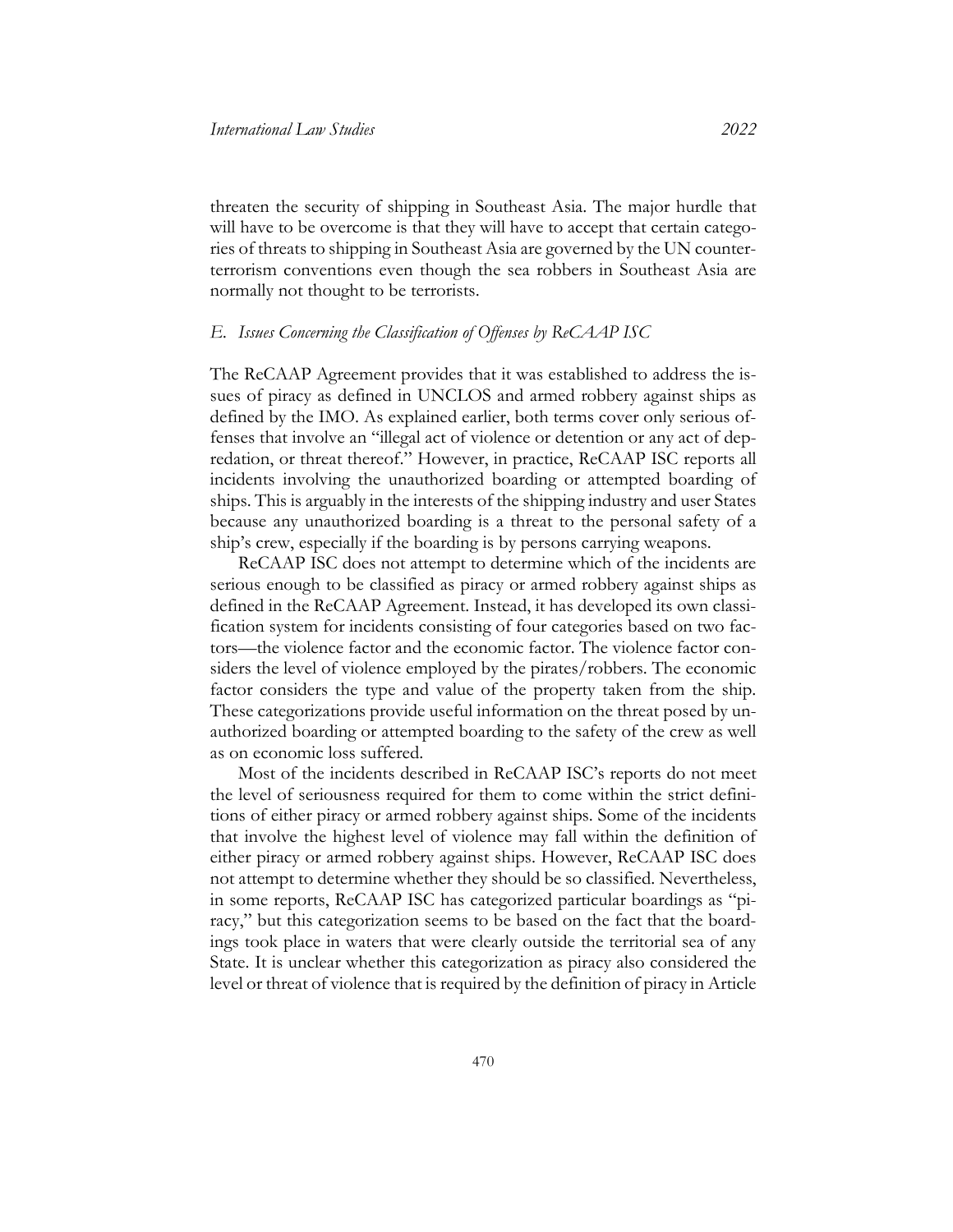threaten the security of shipping in Southeast Asia. The major hurdle that will have to be overcome is that they will have to accept that certain categories of threats to shipping in Southeast Asia are governed by the UN counterterrorism conventions even though the sea robbers in Southeast Asia are normally not thought to be terrorists.

### *E. Issues Concerning the Classification of Offenses by ReCAAP ISC*

The ReCAAP Agreement provides that it was established to address the issues of piracy as defined in UNCLOS and armed robbery against ships as defined by the IMO. As explained earlier, both terms cover only serious offenses that involve an "illegal act of violence or detention or any act of depredation, or threat thereof." However, in practice, ReCAAP ISC reports all incidents involving the unauthorized boarding or attempted boarding of ships. This is arguably in the interests of the shipping industry and user States because any unauthorized boarding is a threat to the personal safety of a ship's crew, especially if the boarding is by persons carrying weapons.

ReCAAP ISC does not attempt to determine which of the incidents are serious enough to be classified as piracy or armed robbery against ships as defined in the ReCAAP Agreement. Instead, it has developed its own classification system for incidents consisting of four categories based on two factors—the violence factor and the economic factor. The violence factor considers the level of violence employed by the pirates/robbers. The economic factor considers the type and value of the property taken from the ship. These categorizations provide useful information on the threat posed by unauthorized boarding or attempted boarding to the safety of the crew as well as on economic loss suffered.

Most of the incidents described in ReCAAP ISC's reports do not meet the level of seriousness required for them to come within the strict definitions of either piracy or armed robbery against ships. Some of the incidents that involve the highest level of violence may fall within the definition of either piracy or armed robbery against ships. However, ReCAAP ISC does not attempt to determine whether they should be so classified. Nevertheless, in some reports, ReCAAP ISC has categorized particular boardings as "piracy," but this categorization seems to be based on the fact that the boardings took place in waters that were clearly outside the territorial sea of any State. It is unclear whether this categorization as piracy also considered the level or threat of violence that is required by the definition of piracy in Article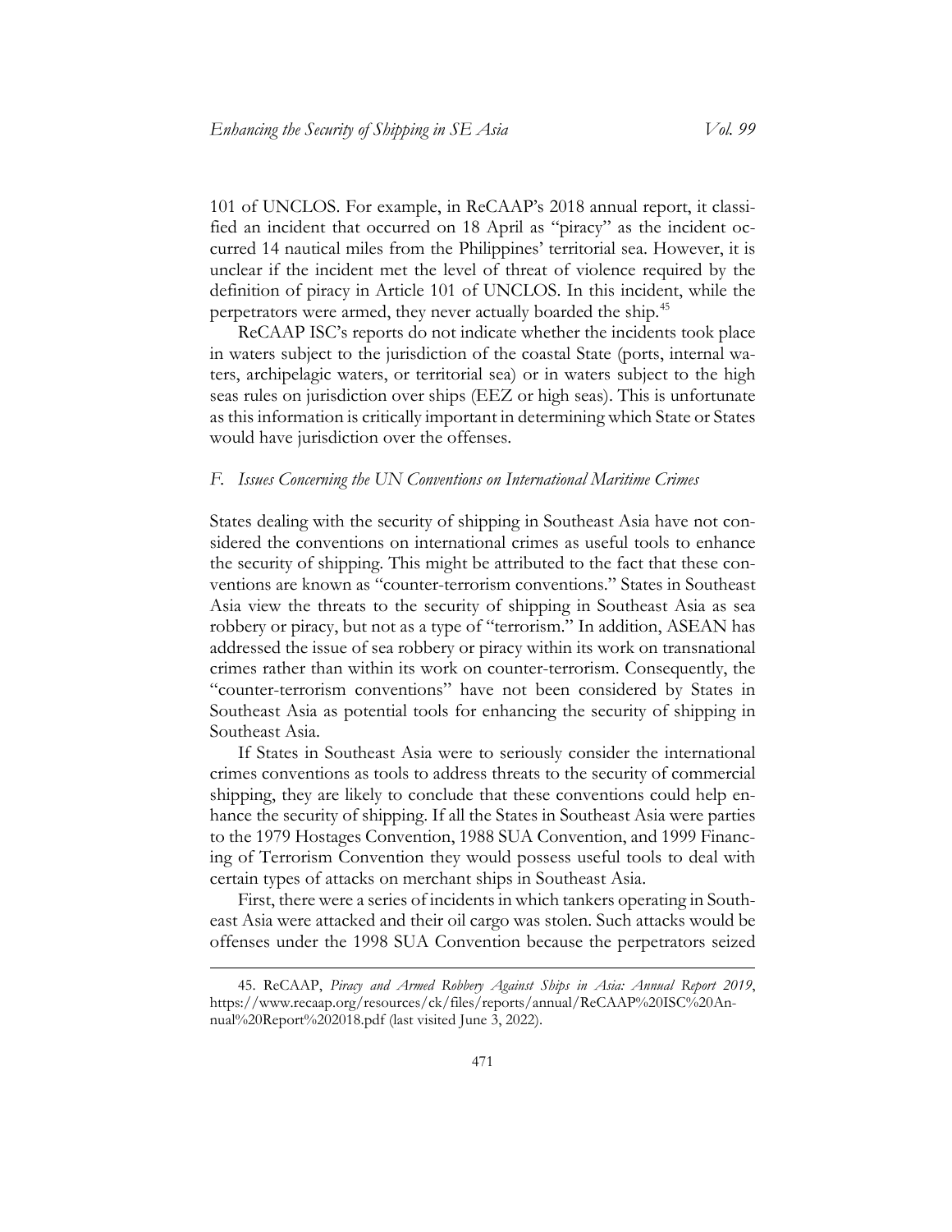101 of UNCLOS. For example, in ReCAAP's 2018 annual report, it classified an incident that occurred on 18 April as "piracy" as the incident occurred 14 nautical miles from the Philippines' territorial sea. However, it is unclear if the incident met the level of threat of violence required by the definition of piracy in Article 101 of UNCLOS. In this incident, while the perpetrators were armed, they never actually boarded the ship.[45]

ReCAAP ISC's reports do not indicate whether the incidents took place in waters subject to the jurisdiction of the coastal State (ports, internal waters, archipelagic waters, or territorial sea) or in waters subject to the high seas rules on jurisdiction over ships (EEZ or high seas). This is unfortunate as this information is critically important in determining which State or States would have jurisdiction over the offenses.

### *F. Issues Concerning the UN Conventions on International Maritime Crimes*

States dealing with the security of shipping in Southeast Asia have not considered the conventions on international crimes as useful tools to enhance the security of shipping. This might be attributed to the fact that these conventions are known as "counter-terrorism conventions." States in Southeast Asia view the threats to the security of shipping in Southeast Asia as sea robbery or piracy, but not as a type of "terrorism." In addition, ASEAN has addressed the issue of sea robbery or piracy within its work on transnational crimes rather than within its work on counter-terrorism. Consequently, the "counter-terrorism conventions" have not been considered by States in Southeast Asia as potential tools for enhancing the security of shipping in Southeast Asia.

If States in Southeast Asia were to seriously consider the international crimes conventions as tools to address threats to the security of commercial shipping, they are likely to conclude that these conventions could help enhance the security of shipping. If all the States in Southeast Asia were parties to the 1979 Hostages Convention, 1988 SUA Convention, and 1999 Financing of Terrorism Convention they would possess useful tools to deal with certain types of attacks on merchant ships in Southeast Asia.

First, there were a series of incidents in which tankers operating in Southeast Asia were attacked and their oil cargo was stolen. Such attacks would be offenses under the 1998 SUA Convention because the perpetrators seized

---

45. ReCAAP, *Piracy and Armed Robbery Against Ships in Asia: Annual Report 2019*, https://www.recaap.org/resources/ck/files/reports/annual/ReCAAP%20ISC%20Annual%20Report%202018.pdf (last visited June 3, 2022).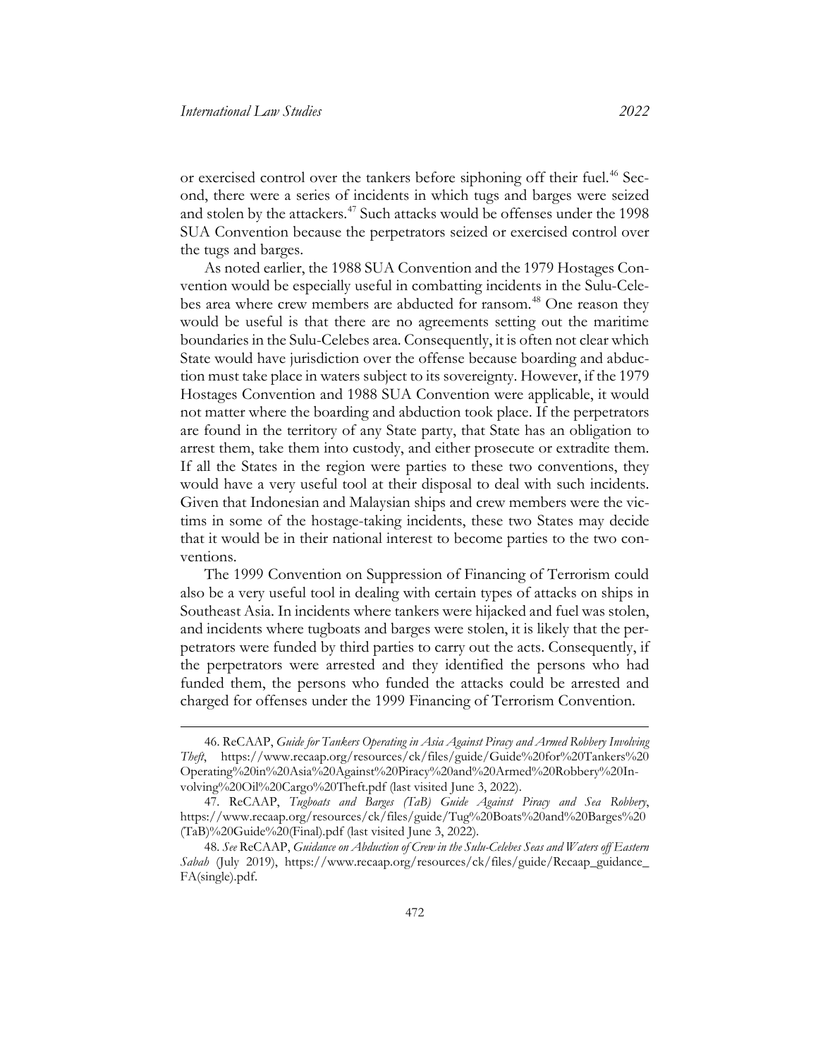or exercised control over the tankers before siphoning off their fuel.[46] Second, there were a series of incidents in which tugs and barges were seized and stolen by the attackers.[47] Such attacks would be offenses under the 1998 SUA Convention because the perpetrators seized or exercised control over the tugs and barges.

As noted earlier, the 1988 SUA Convention and the 1979 Hostages Convention would be especially useful in combatting incidents in the Sulu-Celebes area where crew members are abducted for ransom.[48] One reason they would be useful is that there are no agreements setting out the maritime boundaries in the Sulu-Celebes area. Consequently, it is often not clear which State would have jurisdiction over the offense because boarding and abduction must take place in waters subject to its sovereignty. However, if the 1979 Hostages Convention and 1988 SUA Convention were applicable, it would not matter where the boarding and abduction took place. If the perpetrators are found in the territory of any State party, that State has an obligation to arrest them, take them into custody, and either prosecute or extradite them. If all the States in the region were parties to these two conventions, they would have a very useful tool at their disposal to deal with such incidents. Given that Indonesian and Malaysian ships and crew members were the victims in some of the hostage-taking incidents, these two States may decide that it would be in their national interest to become parties to the two conventions.

The 1999 Convention on Suppression of Financing of Terrorism could also be a very useful tool in dealing with certain types of attacks on ships in Southeast Asia. In incidents where tankers were hijacked and fuel was stolen, and incidents where tugboats and barges were stolen, it is likely that the perpetrators were funded by third parties to carry out the acts. Consequently, if the perpetrators were arrested and they identified the persons who had funded them, the persons who funded the attacks could be arrested and charged for offenses under the 1999 Financing of Terrorism Convention.

---

46. ReCAAP, *Guide for Tankers Operating in Asia Against Piracy and Armed Robbery Involving Theft*, https://www.recaap.org/resources/ck/files/guide/Guide%20for%20Tankers%20Operating%20in%20Asia%20Against%20Piracy%20and%20Armed%20Robbery%20Involving%20Oil%20Cargo%20Theft.pdf (last visited June 3, 2022).

47. ReCAAP, *Tugboats and Barges (TaB) Guide Against Piracy and Sea Robbery*, https://www.recaap.org/resources/ck/files/guide/Tug%20Boats%20and%20Barges%20(TaB)%20Guide%20(Final).pdf (last visited June 3, 2022).

48. *See* ReCAAP, *Guidance on Abduction of Crew in the Sulu-Celebes Seas and Waters off Eastern Sabah* (July 2019), https://www.recaap.org/resources/ck/files/guide/Recaap_guidance_FA(single).pdf.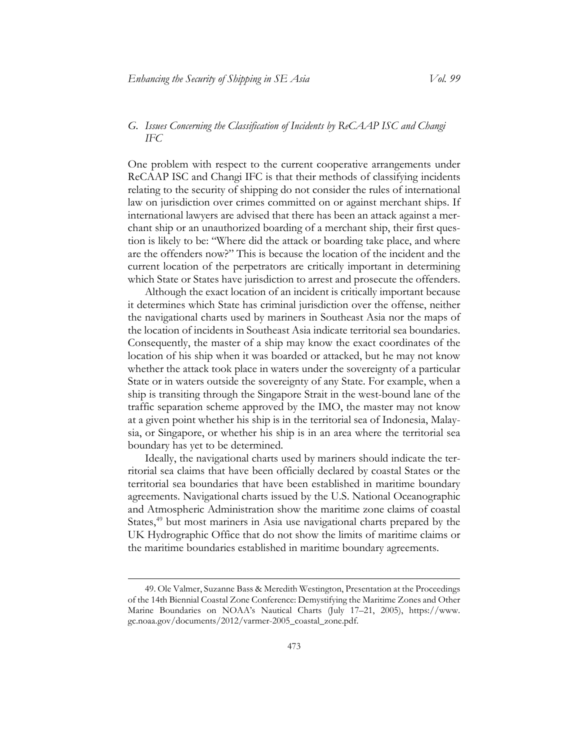### *G. Issues Concerning the Classification of Incidents by ReCAAP ISC and Changi IFC*

One problem with respect to the current cooperative arrangements under ReCAAP ISC and Changi IFC is that their methods of classifying incidents relating to the security of shipping do not consider the rules of international law on jurisdiction over crimes committed on or against merchant ships. If international lawyers are advised that there has been an attack against a merchant ship or an unauthorized boarding of a merchant ship, their first question is likely to be: "Where did the attack or boarding take place, and where are the offenders now?" This is because the location of the incident and the current location of the perpetrators are critically important in determining which State or States have jurisdiction to arrest and prosecute the offenders.

Although the exact location of an incident is critically important because it determines which State has criminal jurisdiction over the offense, neither the navigational charts used by mariners in Southeast Asia nor the maps of the location of incidents in Southeast Asia indicate territorial sea boundaries. Consequently, the master of a ship may know the exact coordinates of the location of his ship when it was boarded or attacked, but he may not know whether the attack took place in waters under the sovereignty of a particular State or in waters outside the sovereignty of any State. For example, when a ship is transiting through the Singapore Strait in the west-bound lane of the traffic separation scheme approved by the IMO, the master may not know at a given point whether his ship is in the territorial sea of Indonesia, Malaysia, or Singapore, or whether his ship is in an area where the territorial sea boundary has yet to be determined.

Ideally, the navigational charts used by mariners should indicate the territorial sea claims that have been officially declared by coastal States or the territorial sea boundaries that have been established in maritime boundary agreements. Navigational charts issued by the U.S. National Oceanographic and Atmospheric Administration show the maritime zone claims of coastal States,[49] but most mariners in Asia use navigational charts prepared by the UK Hydrographic Office that do not show the limits of maritime claims or the maritime boundaries established in maritime boundary agreements.

---

49. Ole Valmer, Suzanne Bass & Meredith Westington, Presentation at the Proceedings of the 14th Biennial Coastal Zone Conference: Demystifying the Maritime Zones and Other Marine Boundaries on NOAA's Nautical Charts (July 17–21, 2005), https://www.gc.noaa.gov/documents/2012/varmer-2005_coastal_zone.pdf.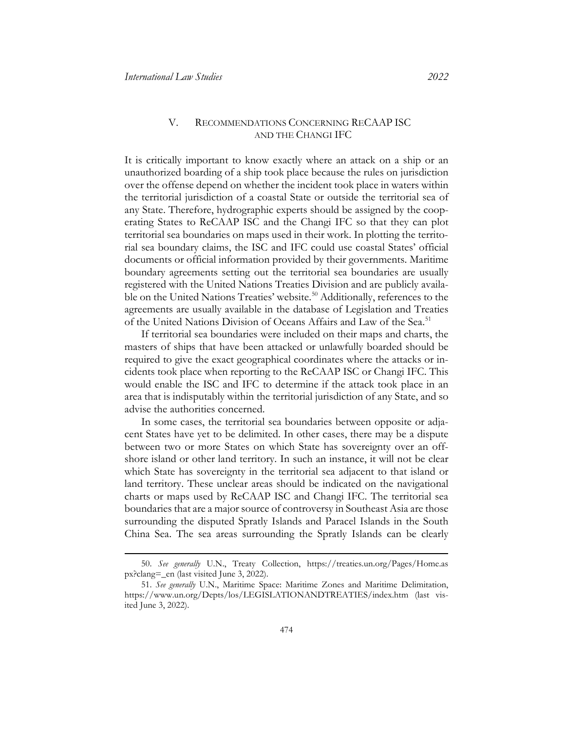## V. RECOMMENDATIONS CONCERNING RECAAP ISC AND THE CHANGI IFC

It is critically important to know exactly where an attack on a ship or an unauthorized boarding of a ship took place because the rules on jurisdiction over the offense depend on whether the incident took place in waters within the territorial jurisdiction of a coastal State or outside the territorial sea of any State. Therefore, hydrographic experts should be assigned by the cooperating States to ReCAAP ISC and the Changi IFC so that they can plot territorial sea boundaries on maps used in their work. In plotting the territorial sea boundary claims, the ISC and IFC could use coastal States' official documents or official information provided by their governments. Maritime boundary agreements setting out the territorial sea boundaries are usually registered with the United Nations Treaties Division and are publicly available on the United Nations Treaties' website.[50] Additionally, references to the agreements are usually available in the database of Legislation and Treaties of the United Nations Division of Oceans Affairs and Law of the Sea.[51]

If territorial sea boundaries were included on their maps and charts, the masters of ships that have been attacked or unlawfully boarded should be required to give the exact geographical coordinates where the attacks or incidents took place when reporting to the ReCAAP ISC or Changi IFC. This would enable the ISC and IFC to determine if the attack took place in an area that is indisputably within the territorial jurisdiction of any State, and so advise the authorities concerned.

In some cases, the territorial sea boundaries between opposite or adjacent States have yet to be delimited. In other cases, there may be a dispute between two or more States on which State has sovereignty over an offshore island or other land territory. In such an instance, it will not be clear which State has sovereignty in the territorial sea adjacent to that island or land territory. These unclear areas should be indicated on the navigational charts or maps used by ReCAAP ISC and Changi IFC. The territorial sea boundaries that are a major source of controversy in Southeast Asia are those surrounding the disputed Spratly Islands and Paracel Islands in the South China Sea. The sea areas surrounding the Spratly Islands can be clearly

---

50. *See generally* U.N., Treaty Collection, https://treaties.un.org/Pages/Home.aspx?clang=_en (last visited June 3, 2022).

51. *See generally* U.N., Maritime Space: Maritime Zones and Maritime Delimitation, https://www.un.org/Depts/los/LEGISLATIONANDTREATIES/index.htm (last visited June 3, 2022).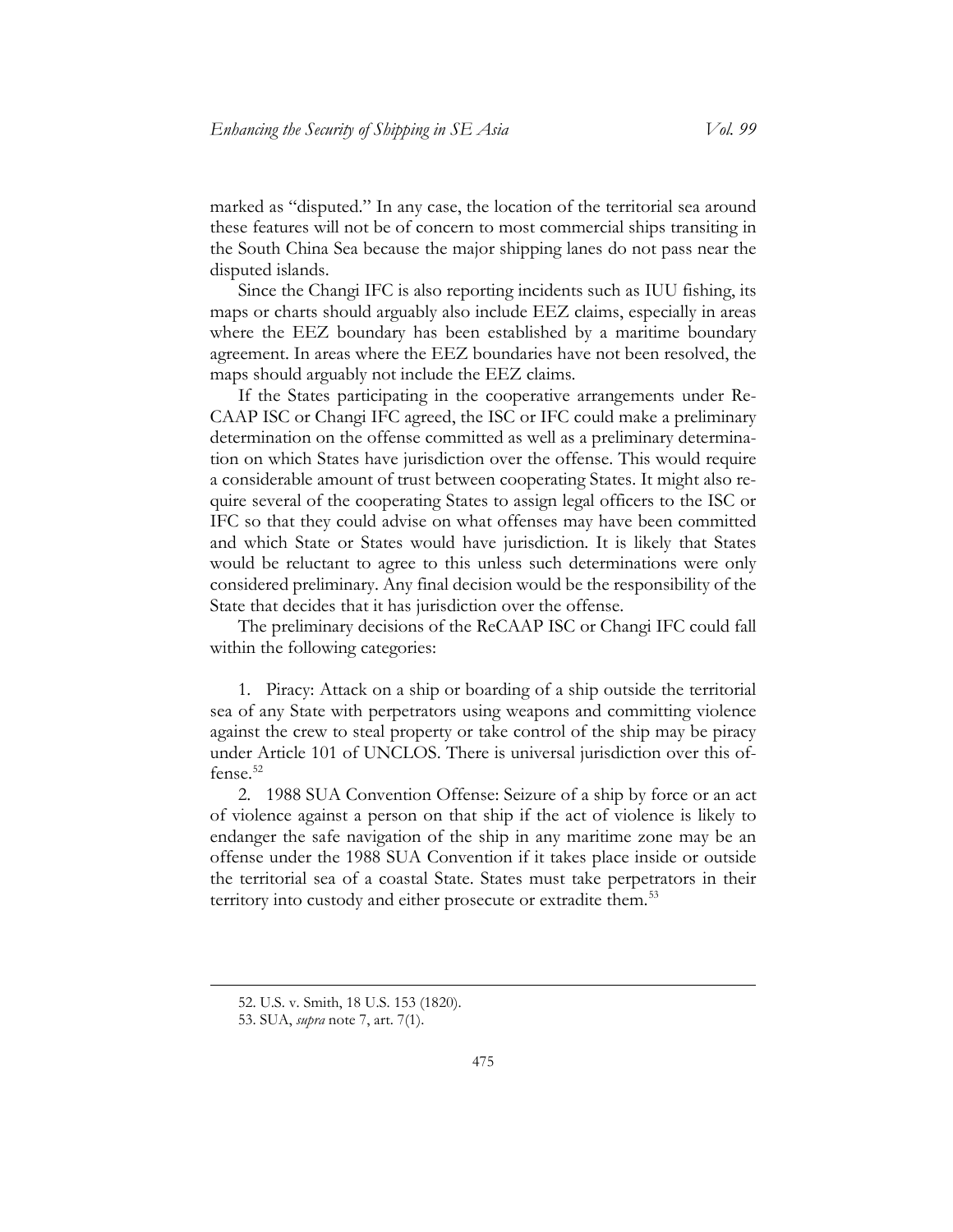marked as "disputed." In any case, the location of the territorial sea around these features will not be of concern to most commercial ships transiting in the South China Sea because the major shipping lanes do not pass near the disputed islands.

Since the Changi IFC is also reporting incidents such as IUU fishing, its maps or charts should arguably also include EEZ claims, especially in areas where the EEZ boundary has been established by a maritime boundary agreement. In areas where the EEZ boundaries have not been resolved, the maps should arguably not include the EEZ claims.

If the States participating in the cooperative arrangements under Re-CAAP ISC or Changi IFC agreed, the ISC or IFC could make a preliminary determination on the offense committed as well as a preliminary determination on which States have jurisdiction over the offense. This would require a considerable amount of trust between cooperating States. It might also require several of the cooperating States to assign legal officers to the ISC or IFC so that they could advise on what offenses may have been committed and which State or States would have jurisdiction. It is likely that States would be reluctant to agree to this unless such determinations were only considered preliminary. Any final decision would be the responsibility of the State that decides that it has jurisdiction over the offense.

The preliminary decisions of the ReCAAP ISC or Changi IFC could fall within the following categories:

1. Piracy: Attack on a ship or boarding of a ship outside the territorial sea of any State with perpetrators using weapons and committing violence against the crew to steal property or take control of the ship may be piracy under Article 101 of UNCLOS. There is universal jurisdiction over this offense.[52]

2. 1988 SUA Convention Offense: Seizure of a ship by force or an act of violence against a person on that ship if the act of violence is likely to endanger the safe navigation of the ship in any maritime zone may be an offense under the 1988 SUA Convention if it takes place inside or outside the territorial sea of a coastal State. States must take perpetrators in their territory into custody and either prosecute or extradite them.[53]

52. U.S. v. Smith, 18 U.S. 153 (1820).

53. SUA, *supra* note 7, art. 7(1).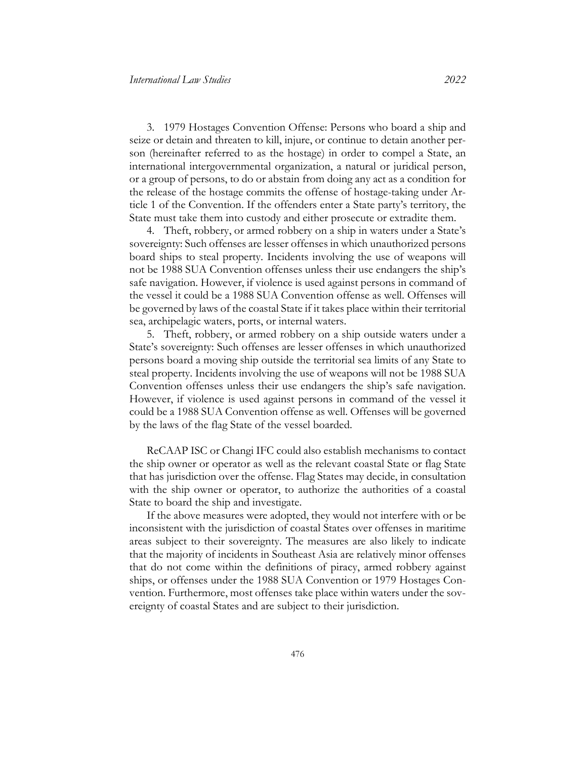3. 1979 Hostages Convention Offense: Persons who board a ship and seize or detain and threaten to kill, injure, or continue to detain another person (hereinafter referred to as the hostage) in order to compel a State, an international intergovernmental organization, a natural or juridical person, or a group of persons, to do or abstain from doing any act as a condition for the release of the hostage commits the offense of hostage-taking under Article 1 of the Convention. If the offenders enter a State party's territory, the State must take them into custody and either prosecute or extradite them.

4. Theft, robbery, or armed robbery on a ship in waters under a State's sovereignty: Such offenses are lesser offenses in which unauthorized persons board ships to steal property. Incidents involving the use of weapons will not be 1988 SUA Convention offenses unless their use endangers the ship's safe navigation. However, if violence is used against persons in command of the vessel it could be a 1988 SUA Convention offense as well. Offenses will be governed by laws of the coastal State if it takes place within their territorial sea, archipelagic waters, ports, or internal waters.

5. Theft, robbery, or armed robbery on a ship outside waters under a State's sovereignty: Such offenses are lesser offenses in which unauthorized persons board a moving ship outside the territorial sea limits of any State to steal property. Incidents involving the use of weapons will not be 1988 SUA Convention offenses unless their use endangers the ship's safe navigation. However, if violence is used against persons in command of the vessel it could be a 1988 SUA Convention offense as well. Offenses will be governed by the laws of the flag State of the vessel boarded.

ReCAAP ISC or Changi IFC could also establish mechanisms to contact the ship owner or operator as well as the relevant coastal State or flag State that has jurisdiction over the offense. Flag States may decide, in consultation with the ship owner or operator, to authorize the authorities of a coastal State to board the ship and investigate.

If the above measures were adopted, they would not interfere with or be inconsistent with the jurisdiction of coastal States over offenses in maritime areas subject to their sovereignty. The measures are also likely to indicate that the majority of incidents in Southeast Asia are relatively minor offenses that do not come within the definitions of piracy, armed robbery against ships, or offenses under the 1988 SUA Convention or 1979 Hostages Convention. Furthermore, most offenses take place within waters under the sovereignty of coastal States and are subject to their jurisdiction.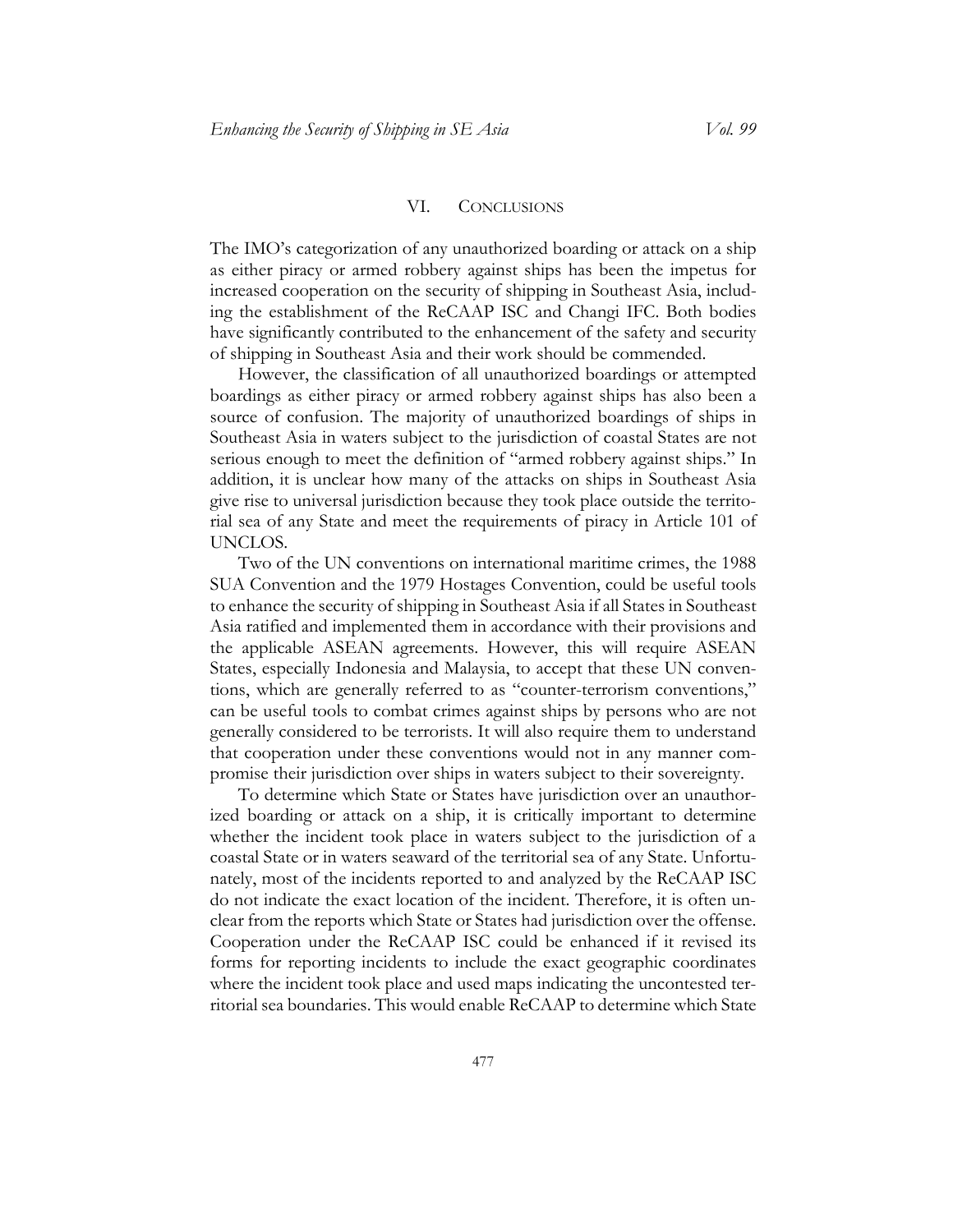## VI. CONCLUSIONS

The IMO's categorization of any unauthorized boarding or attack on a ship as either piracy or armed robbery against ships has been the impetus for increased cooperation on the security of shipping in Southeast Asia, including the establishment of the ReCAAP ISC and Changi IFC. Both bodies have significantly contributed to the enhancement of the safety and security of shipping in Southeast Asia and their work should be commended.

However, the classification of all unauthorized boardings or attempted boardings as either piracy or armed robbery against ships has also been a source of confusion. The majority of unauthorized boardings of ships in Southeast Asia in waters subject to the jurisdiction of coastal States are not serious enough to meet the definition of "armed robbery against ships." In addition, it is unclear how many of the attacks on ships in Southeast Asia give rise to universal jurisdiction because they took place outside the territorial sea of any State and meet the requirements of piracy in Article 101 of UNCLOS.

Two of the UN conventions on international maritime crimes, the 1988 SUA Convention and the 1979 Hostages Convention, could be useful tools to enhance the security of shipping in Southeast Asia if all States in Southeast Asia ratified and implemented them in accordance with their provisions and the applicable ASEAN agreements. However, this will require ASEAN States, especially Indonesia and Malaysia, to accept that these UN conventions, which are generally referred to as "counter-terrorism conventions," can be useful tools to combat crimes against ships by persons who are not generally considered to be terrorists. It will also require them to understand that cooperation under these conventions would not in any manner compromise their jurisdiction over ships in waters subject to their sovereignty.

To determine which State or States have jurisdiction over an unauthorized boarding or attack on a ship, it is critically important to determine whether the incident took place in waters subject to the jurisdiction of a coastal State or in waters seaward of the territorial sea of any State. Unfortunately, most of the incidents reported to and analyzed by the ReCAAP ISC do not indicate the exact location of the incident. Therefore, it is often unclear from the reports which State or States had jurisdiction over the offense. Cooperation under the ReCAAP ISC could be enhanced if it revised its forms for reporting incidents to include the exact geographic coordinates where the incident took place and used maps indicating the uncontested territorial sea boundaries. This would enable ReCAAP to determine which State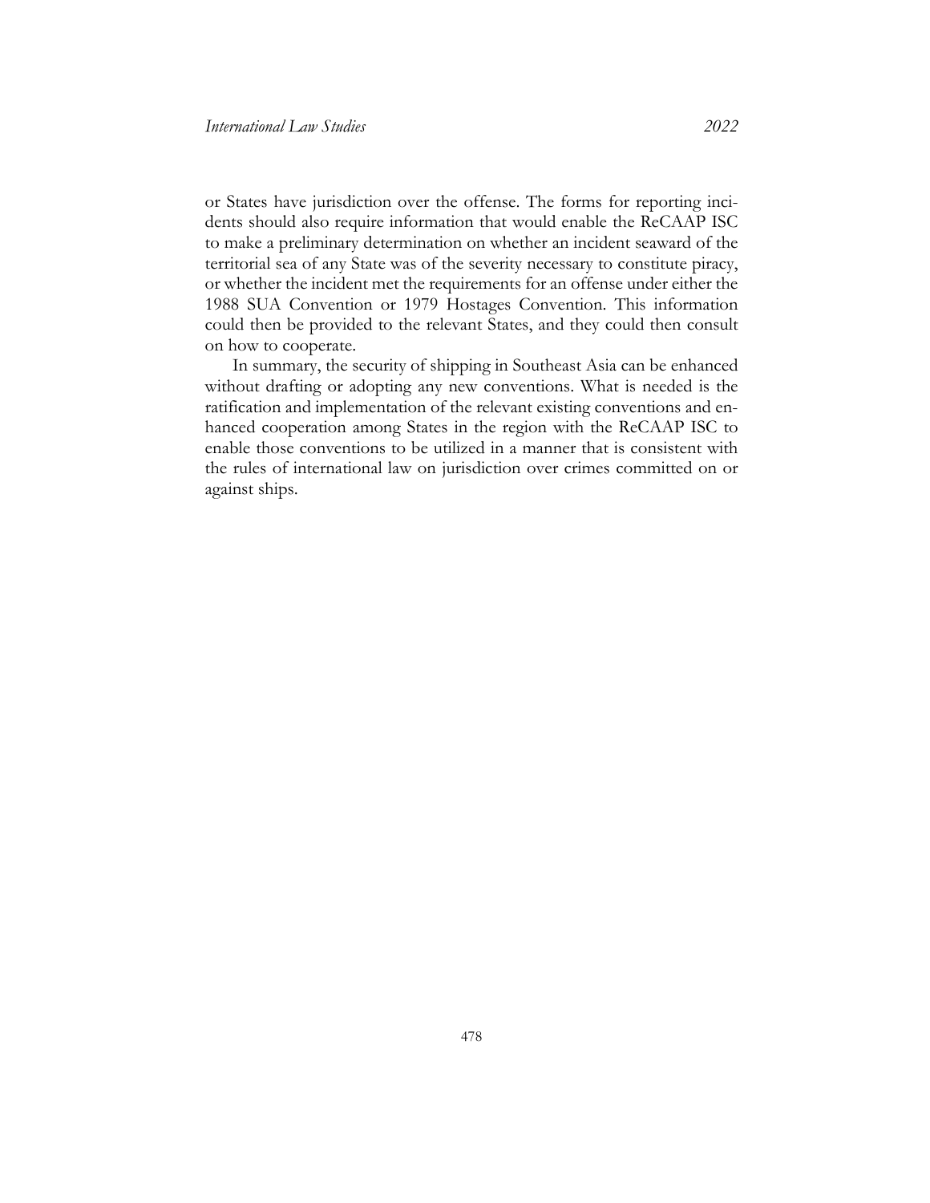or States have jurisdiction over the offense. The forms for reporting incidents should also require information that would enable the ReCAAP ISC to make a preliminary determination on whether an incident seaward of the territorial sea of any State was of the severity necessary to constitute piracy, or whether the incident met the requirements for an offense under either the 1988 SUA Convention or 1979 Hostages Convention. This information could then be provided to the relevant States, and they could then consult on how to cooperate.

In summary, the security of shipping in Southeast Asia can be enhanced without drafting or adopting any new conventions. What is needed is the ratification and implementation of the relevant existing conventions and enhanced cooperation among States in the region with the ReCAAP ISC to enable those conventions to be utilized in a manner that is consistent with the rules of international law on jurisdiction over crimes committed on or against ships.